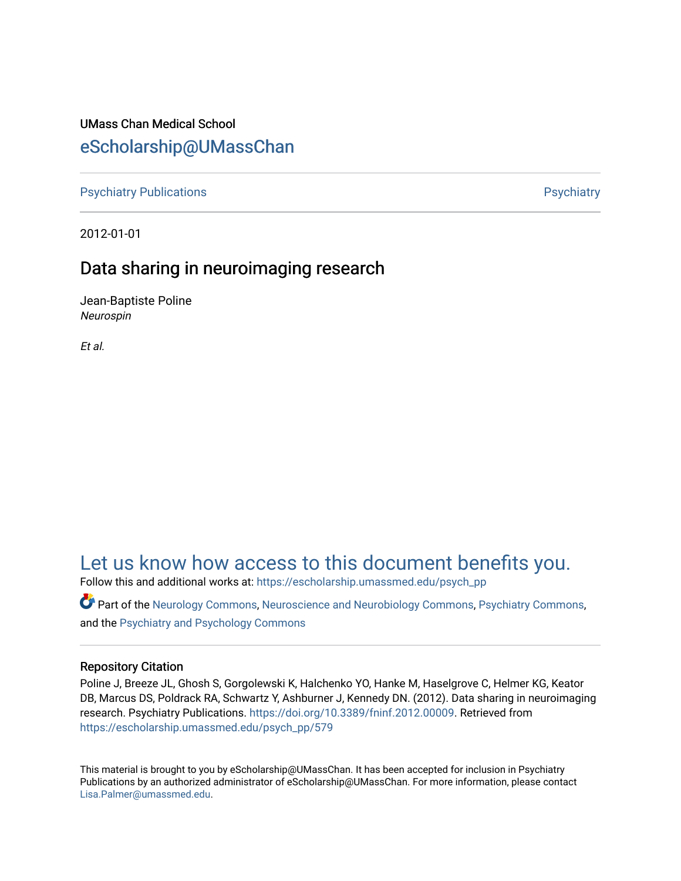UMass Chan Medical School

# eScholarship@UMassChan

Psychiatry Publications | Psychiatry

2012-01-01

## Data sharing in neuroimaging research

Jean-Baptiste Poline
*Neurospin*

*Et al.*

## Let us know how access to this document benefits you.

Follow this and additional works at: https://escholarship.umassmed.edu/psych_pp

Part of the Neurology Commons, Neuroscience and Neurobiology Commons, Psychiatry Commons, and the Psychiatry and Psychology Commons

### Repository Citation

Poline J, Breeze JL, Ghosh S, Gorgolewski K, Halchenko YO, Hanke M, Haselgrove C, Helmer KG, Keator DB, Marcus DS, Poldrack RA, Schwartz Y, Ashburner J, Kennedy DN. (2012). Data sharing in neuroimaging research. Psychiatry Publications. https://doi.org/10.3389/fninf.2012.00009. Retrieved from https://escholarship.umassmed.edu/psych_pp/579

This material is brought to you by eScholarship@UMassChan. It has been accepted for inclusion in Psychiatry Publications by an authorized administrator of eScholarship@UMassChan. For more information, please contact Lisa.Palmer@umassmed.edu.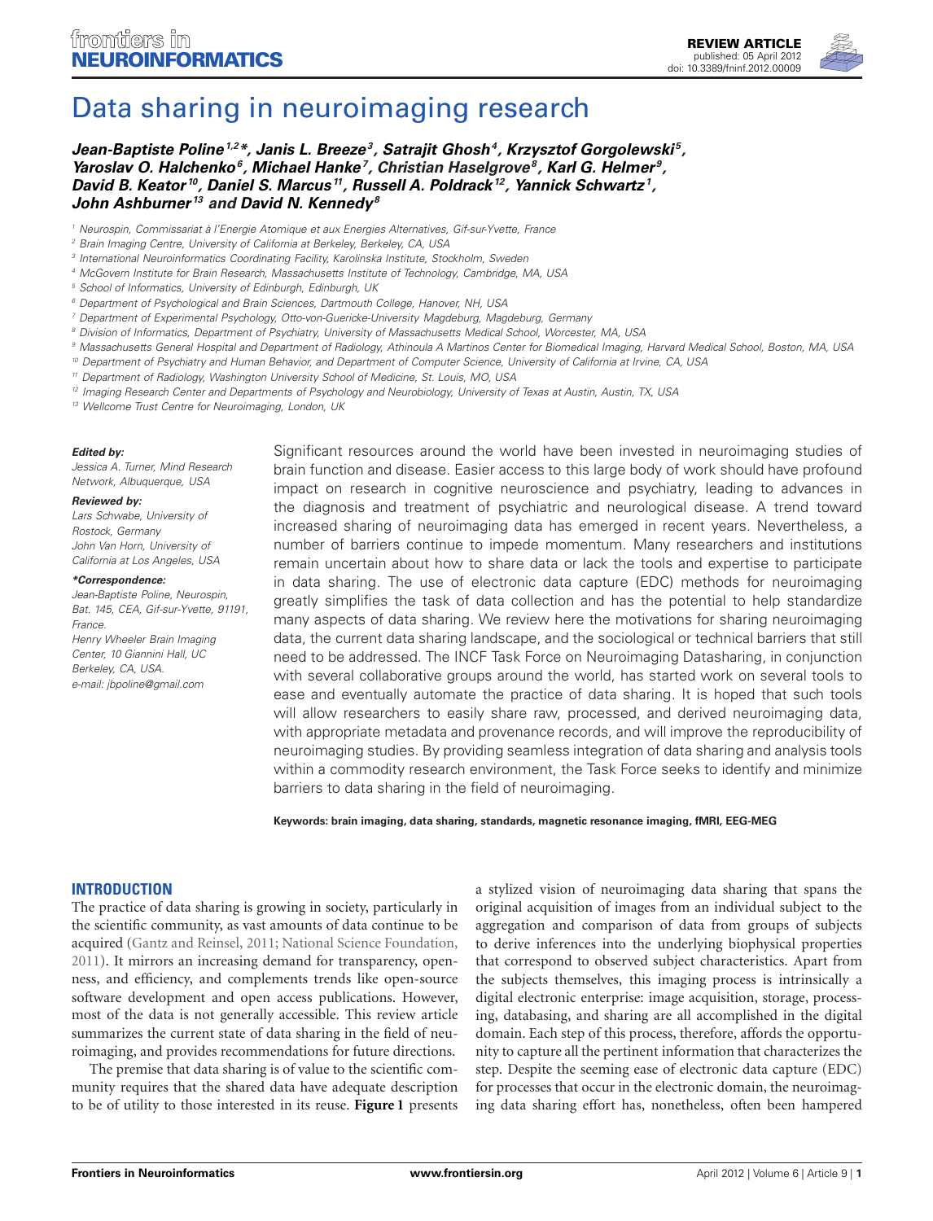# Data sharing in neuroimaging research

**Jean-Baptiste Poline[1,2]\*, Janis L. Breeze[3], Satrajit Ghosh[4], Krzysztof Gorgolewski[5], Yaroslav O. Halchenko[6], Michael Hanke[7], Christian Haselgrove[8], Karl G. Helmer[9], David B. Keator[10], Daniel S. Marcus[11], Russell A. Poldrack[12], Yannick Schwartz[1], John Ashburner[13] and David N. Kennedy[8]**

[1] Neurospin, Commissariat à l'Energie Atomique et aux Energies Alternatives, Gif-sur-Yvette, France
[2] Brain Imaging Centre, University of California at Berkeley, Berkeley, CA, USA
[3] International Neuroinformatics Coordinating Facility, Karolinska Institute, Stockholm, Sweden
[4] McGovern Institute for Brain Research, Massachusetts Institute of Technology, Cambridge, MA, USA
[5] School of Informatics, University of Edinburgh, Edinburgh, UK
[6] Department of Psychological and Brain Sciences, Dartmouth College, Hanover, NH, USA
[7] Department of Experimental Psychology, Otto-von-Guericke-University Magdeburg, Magdeburg, Germany
[8] Division of Informatics, Department of Psychiatry, University of Massachusetts Medical School, Worcester, MA, USA
[9] Massachusetts General Hospital and Department of Radiology, Athinoula A Martinos Center for Biomedical Imaging, Harvard Medical School, Boston, MA, USA
[10] Department of Psychiatry and Human Behavior, and Department of Computer Science, University of California at Irvine, CA, USA
[11] Department of Radiology, Washington University School of Medicine, St. Louis, MO, USA
[12] Imaging Research Center and Departments of Psychology and Neurobiology, University of Texas at Austin, Austin, TX, USA
[13] Wellcome Trust Centre for Neuroimaging, London, UK

***Edited by:***
*Jessica A. Turner, Mind Research Network, Albuquerque, USA*

***Reviewed by:***
*Lars Schwabe, University of Rostock, Germany*
*John Van Horn, University of California at Los Angeles, USA*

***\*Correspondence:***
*Jean-Baptiste Poline, Neurospin, Bat. 145, CEA, Gif-sur-Yvette, 91191, France.*
*Henry Wheeler Brain Imaging Center, 10 Giannini Hall, UC Berkeley, CA, USA.*
*e-mail: jbpoline@gmail.com*

Significant resources around the world have been invested in neuroimaging studies of brain function and disease. Easier access to this large body of work should have profound impact on research in cognitive neuroscience and psychiatry, leading to advances in the diagnosis and treatment of psychiatric and neurological disease. A trend toward increased sharing of neuroimaging data has emerged in recent years. Nevertheless, a number of barriers continue to impede momentum. Many researchers and institutions remain uncertain about how to share data or lack the tools and expertise to participate in data sharing. The use of electronic data capture (EDC) methods for neuroimaging greatly simplifies the task of data collection and has the potential to help standardize many aspects of data sharing. We review here the motivations for sharing neuroimaging data, the current data sharing landscape, and the sociological or technical barriers that still need to be addressed. The INCF Task Force on Neuroimaging Datasharing, in conjunction with several collaborative groups around the world, has started work on several tools to ease and eventually automate the practice of data sharing. It is hoped that such tools will allow researchers to easily share raw, processed, and derived neuroimaging data, with appropriate metadata and provenance records, and will improve the reproducibility of neuroimaging studies. By providing seamless integration of data sharing and analysis tools within a commodity research environment, the Task Force seeks to identify and minimize barriers to data sharing in the field of neuroimaging.

**Keywords: brain imaging, data sharing, standards, magnetic resonance imaging, fMRI, EEG-MEG**

## INTRODUCTION

The practice of data sharing is growing in society, particularly in the scientific community, as vast amounts of data continue to be acquired (Gantz and Reinsel, 2011; National Science Foundation, 2011). It mirrors an increasing demand for transparency, openness, and efficiency, and complements trends like open-source software development and open access publications. However, most of the data is not generally accessible. This review article summarizes the current state of data sharing in the field of neuroimaging, and provides recommendations for future directions.

The premise that data sharing is of value to the scientific community requires that the shared data have adequate description to be of utility to those interested in its reuse. **Figure 1** presents a stylized vision of neuroimaging data sharing that spans the original acquisition of images from an individual subject to the aggregation and comparison of data from groups of subjects to derive inferences into the underlying biophysical properties that correspond to observed subject characteristics. Apart from the subjects themselves, this imaging process is intrinsically a digital electronic enterprise: image acquisition, storage, processing, databasing, and sharing are all accomplished in the digital domain. Each step of this process, therefore, affords the opportunity to capture all the pertinent information that characterizes the step. Despite the seeming ease of electronic data capture (EDC) for processes that occur in the electronic domain, the neuroimaging data sharing effort has, nonetheless, often been hampered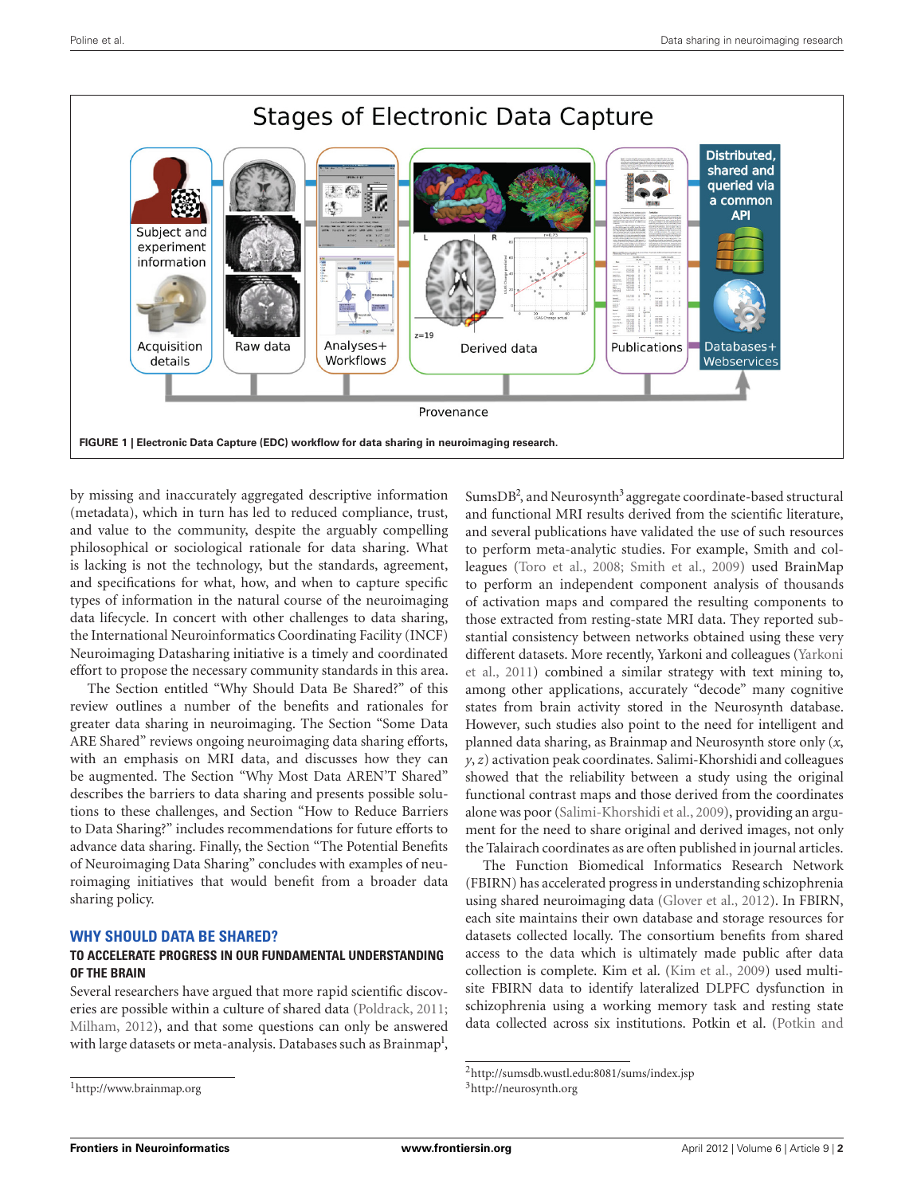**FIGURE 1 | Electronic Data Capture (EDC) workflow for data sharing in neuroimaging research.**

by missing and inaccurately aggregated descriptive information (metadata), which in turn has led to reduced compliance, trust, and value to the community, despite the arguably compelling philosophical or sociological rationale for data sharing. What is lacking is not the technology, but the standards, agreement, and specifications for what, how, and when to capture specific types of information in the natural course of the neuroimaging data lifecycle. In concert with other challenges to data sharing, the International Neuroinformatics Coordinating Facility (INCF) Neuroimaging Datasharing initiative is a timely and coordinated effort to propose the necessary community standards in this area.

The Section entitled "Why Should Data Be Shared?" of this review outlines a number of the benefits and rationales for greater data sharing in neuroimaging. The Section "Some Data ARE Shared" reviews ongoing neuroimaging data sharing efforts, with an emphasis on MRI data, and discusses how they can be augmented. The Section "Why Most Data AREN'T Shared" describes the barriers to data sharing and presents possible solutions to these challenges, and Section "How to Reduce Barriers to Data Sharing?" includes recommendations for future efforts to advance data sharing. Finally, the Section "The Potential Benefits of Neuroimaging Data Sharing" concludes with examples of neuroimaging initiatives that would benefit from a broader data sharing policy.

## WHY SHOULD DATA BE SHARED?

### TO ACCELERATE PROGRESS IN OUR FUNDAMENTAL UNDERSTANDING OF THE BRAIN

Several researchers have argued that more rapid scientific discoveries are possible within a culture of shared data (Poldrack, 2011; Milham, 2012), and that some questions can only be answered with large datasets or meta-analysis. Databases such as Brainmap[1], SumsDB[2], and Neurosynth[3] aggregate coordinate-based structural and functional MRI results derived from the scientific literature, and several publications have validated the use of such resources to perform meta-analytic studies. For example, Smith and colleagues (Toro et al., 2008; Smith et al., 2009) used BrainMap to perform an independent component analysis of thousands of activation maps and compared the resulting components to those extracted from resting-state MRI data. They reported substantial consistency between networks obtained using these very different datasets. More recently, Yarkoni and colleagues (Yarkoni et al., 2011) combined a similar strategy with text mining to, among other applications, accurately "decode" many cognitive states from brain activity stored in the Neurosynth database. However, such studies also point to the need for intelligent and planned data sharing, as Brainmap and Neurosynth store only ($x$, $y$, $z$) activation peak coordinates. Salimi-Khorshidi and colleagues showed that the reliability between a study using the original functional contrast maps and those derived from the coordinates alone was poor (Salimi-Khorshidi et al., 2009), providing an argument for the need to share original and derived images, not only the Talairach coordinates as are often published in journal articles.

The Function Biomedical Informatics Research Network (FBIRN) has accelerated progress in understanding schizophrenia using shared neuroimaging data (Glover et al., 2012). In FBIRN, each site maintains their own database and storage resources for datasets collected locally. The consortium benefits from shared access to the data which is ultimately made public after data collection is complete. Kim et al. (Kim et al., 2009) used multisite FBIRN data to identify lateralized DLPFC dysfunction in schizophrenia using a working memory task and resting state data collected across six institutions. Potkin et al. (Potkin and

[1] http://www.brainmap.org

[2] http://sumsdb.wustl.edu:8081/sums/index.jsp

[3] http://neurosynth.org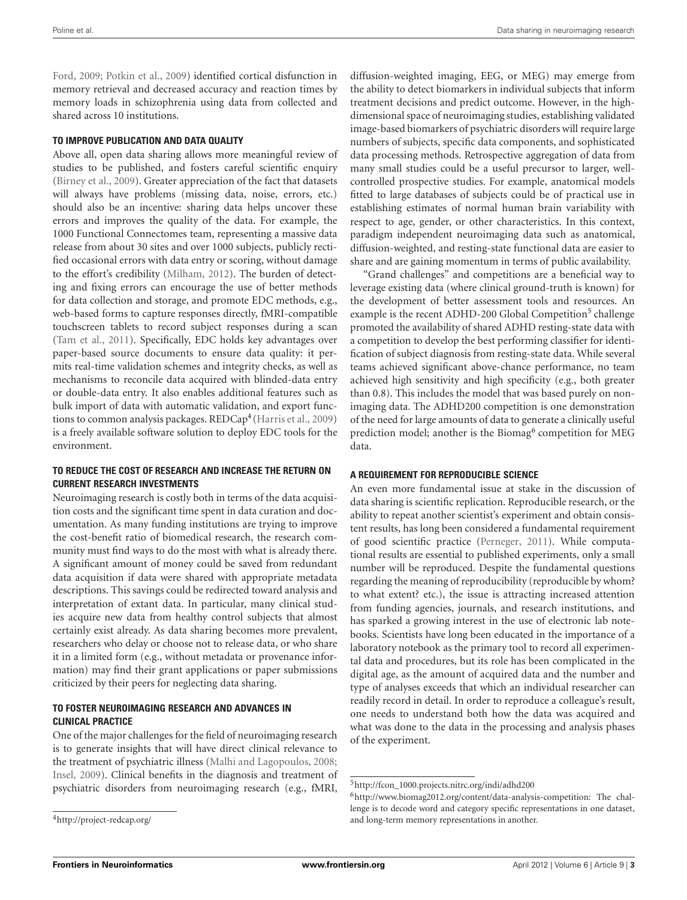Ford, 2009; Potkin et al., 2009) identified cortical disfunction in memory retrieval and decreased accuracy and reaction times by memory loads in schizophrenia using data from collected and shared across 10 institutions.

### TO IMPROVE PUBLICATION AND DATA QUALITY

Above all, open data sharing allows more meaningful review of studies to be published, and fosters careful scientific enquiry (Birney et al., 2009). Greater appreciation of the fact that datasets will always have problems (missing data, noise, errors, etc.) should also be an incentive: sharing data helps uncover these errors and improves the quality of the data. For example, the 1000 Functional Connectomes team, representing a massive data release from about 30 sites and over 1000 subjects, publicly rectified occasional errors with data entry or scoring, without damage to the effort's credibility (Milham, 2012). The burden of detecting and fixing errors can encourage the use of better methods for data collection and storage, and promote EDC methods, e.g., web-based forms to capture responses directly, fMRI-compatible touchscreen tablets to record subject responses during a scan (Tam et al., 2011). Specifically, EDC holds key advantages over paper-based source documents to ensure data quality: it permits real-time validation schemes and integrity checks, as well as mechanisms to reconcile data acquired with blinded-data entry or double-data entry. It also enables additional features such as bulk import of data with automatic validation, and export functions to common analysis packages. REDCap[4] (Harris et al., 2009) is a freely available software solution to deploy EDC tools for the environment.

### TO REDUCE THE COST OF RESEARCH AND INCREASE THE RETURN ON CURRENT RESEARCH INVESTMENTS

Neuroimaging research is costly both in terms of the data acquisition costs and the significant time spent in data curation and documentation. As many funding institutions are trying to improve the cost-benefit ratio of biomedical research, the research community must find ways to do the most with what is already there. A significant amount of money could be saved from redundant data acquisition if data were shared with appropriate metadata descriptions. This savings could be redirected toward analysis and interpretation of extant data. In particular, many clinical studies acquire new data from healthy control subjects that almost certainly exist already. As data sharing becomes more prevalent, researchers who delay or choose not to release data, or who share it in a limited form (e.g., without metadata or provenance information) may find their grant applications or paper submissions criticized by their peers for neglecting data sharing.

### TO FOSTER NEUROIMAGING RESEARCH AND ADVANCES IN CLINICAL PRACTICE

One of the major challenges for the field of neuroimaging research is to generate insights that will have direct clinical relevance to the treatment of psychiatric illness (Malhi and Lagopoulos, 2008; Insel, 2009). Clinical benefits in the diagnosis and treatment of psychiatric disorders from neuroimaging research (e.g., fMRI, diffusion-weighted imaging, EEG, or MEG) may emerge from the ability to detect biomarkers in individual subjects that inform treatment decisions and predict outcome. However, in the high-dimensional space of neuroimaging studies, establishing validated image-based biomarkers of psychiatric disorders will require large numbers of subjects, specific data components, and sophisticated data processing methods. Retrospective aggregation of data from many small studies could be a useful precursor to larger, well-controlled prospective studies. For example, anatomical models fitted to large databases of subjects could be of practical use in establishing estimates of normal human brain variability with respect to age, gender, or other characteristics. In this context, paradigm independent neuroimaging data such as anatomical, diffusion-weighted, and resting-state functional data are easier to share and are gaining momentum in terms of public availability.

"Grand challenges" and competitions are a beneficial way to leverage existing data (where clinical ground-truth is known) for the development of better assessment tools and resources. An example is the recent ADHD-200 Global Competition[5] challenge promoted the availability of shared ADHD resting-state data with a competition to develop the best performing classifier for identification of subject diagnosis from resting-state data. While several teams achieved significant above-chance performance, no team achieved high sensitivity and high specificity (e.g., both greater than 0.8). This includes the model that was based purely on non-imaging data. The ADHD200 competition is one demonstration of the need for large amounts of data to generate a clinically useful prediction model; another is the Biomag[6] competition for MEG data.

### A REQUIREMENT FOR REPRODUCIBLE SCIENCE

An even more fundamental issue at stake in the discussion of data sharing is scientific replication. Reproducible research, or the ability to repeat another scientist's experiment and obtain consistent results, has long been considered a fundamental requirement of good scientific practice (Perneger, 2011). While computational results are essential to published experiments, only a small number will be reproduced. Despite the fundamental questions regarding the meaning of reproducibility (reproducible by whom? to what extent? etc.), the issue is attracting increased attention from funding agencies, journals, and research institutions, and has sparked a growing interest in the use of electronic lab notebooks. Scientists have long been educated in the importance of a laboratory notebook as the primary tool to record all experimental data and procedures, but its role has been complicated in the digital age, as the amount of acquired data and the number and type of analyses exceeds that which an individual researcher can readily record in detail. In order to reproduce a colleague's result, one needs to understand both how the data was acquired and what was done to the data in the processing and analysis phases of the experiment.

---

[4] http://project-redcap.org/

[5] http://fcon_1000.projects.nitrc.org/indi/adhd200

[6] http://www.biomag2012.org/content/data-analysis-competition: The challenge is to decode word and category specific representations in one dataset, and long-term memory representations in another.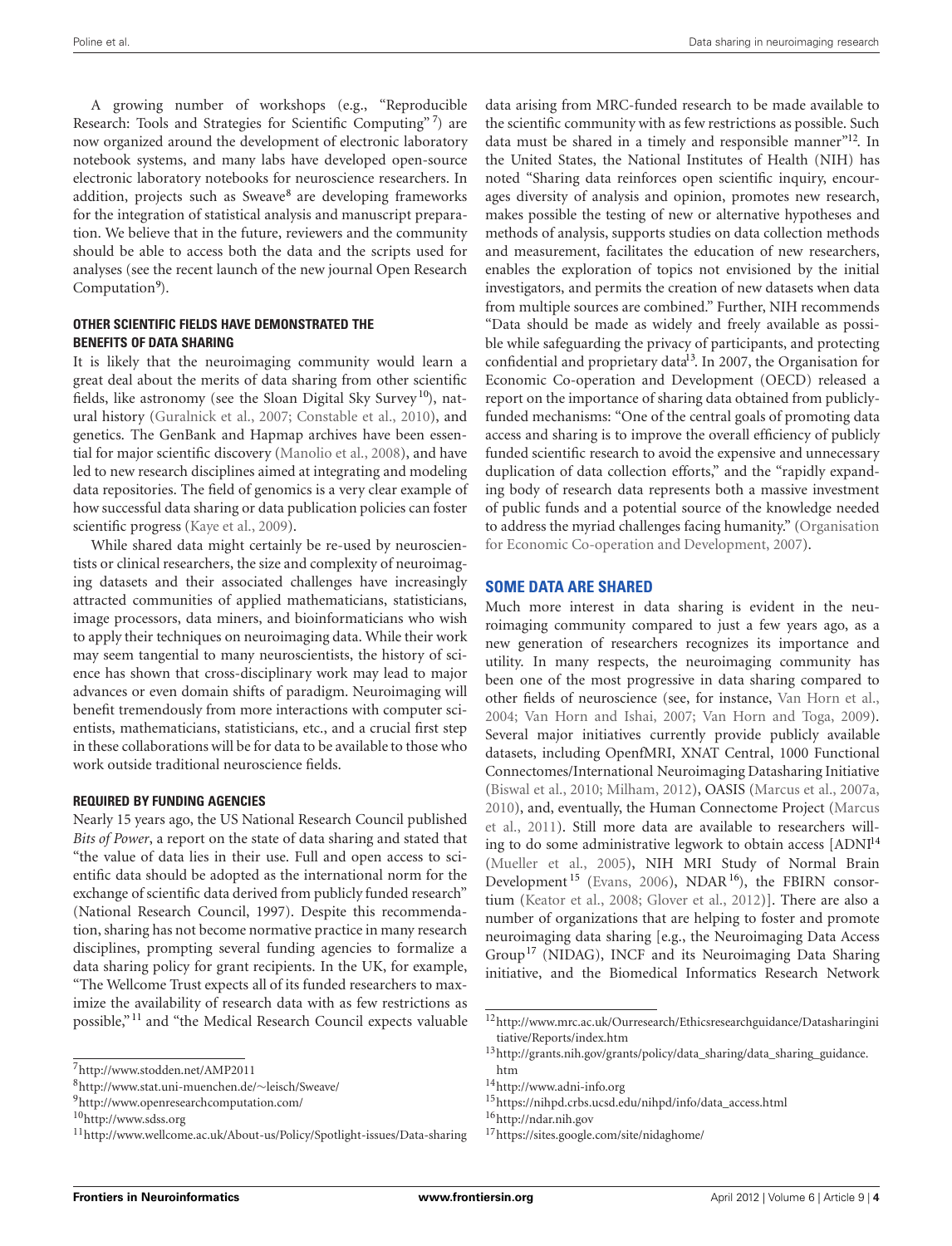A growing number of workshops (e.g., "Reproducible Research: Tools and Strategies for Scientific Computing"[7]) are now organized around the development of electronic laboratory notebook systems, and many labs have developed open-source electronic laboratory notebooks for neuroscience researchers. In addition, projects such as Sweave[8] are developing frameworks for the integration of statistical analysis and manuscript preparation. We believe that in the future, reviewers and the community should be able to access both the data and the scripts used for analyses (see the recent launch of the new journal Open Research Computation[9]).

### OTHER SCIENTIFIC FIELDS HAVE DEMONSTRATED THE BENEFITS OF DATA SHARING

It is likely that the neuroimaging community would learn a great deal about the merits of data sharing from other scientific fields, like astronomy (see the Sloan Digital Sky Survey[10]), natural history (Guralnick et al., 2007; Constable et al., 2010), and genetics. The GenBank and Hapmap archives have been essential for major scientific discovery (Manolio et al., 2008), and have led to new research disciplines aimed at integrating and modeling data repositories. The field of genomics is a very clear example of how successful data sharing or data publication policies can foster scientific progress (Kaye et al., 2009).

While shared data might certainly be re-used by neuroscientists or clinical researchers, the size and complexity of neuroimaging datasets and their associated challenges have increasingly attracted communities of applied mathematicians, statisticians, image processors, data miners, and bioinformaticians who wish to apply their techniques on neuroimaging data. While their work may seem tangential to many neuroscientists, the history of science has shown that cross-disciplinary work may lead to major advances or even domain shifts of paradigm. Neuroimaging will benefit tremendously from more interactions with computer scientists, mathematicians, statisticians, etc., and a crucial first step in these collaborations will be for data to be available to those who work outside traditional neuroscience fields.

### REQUIRED BY FUNDING AGENCIES

Nearly 15 years ago, the US National Research Council published *Bits of Power*, a report on the state of data sharing and stated that "the value of data lies in their use. Full and open access to scientific data should be adopted as the international norm for the exchange of scientific data derived from publicly funded research" (National Research Council, 1997). Despite this recommendation, sharing has not become normative practice in many research disciplines, prompting several funding agencies to formalize a data sharing policy for grant recipients. In the UK, for example, "The Wellcome Trust expects all of its funded researchers to maximize the availability of research data with as few restrictions as possible,"[11] and "the Medical Research Council expects valuable data arising from MRC-funded research to be made available to the scientific community with as few restrictions as possible. Such data must be shared in a timely and responsible manner"[12]. In the United States, the National Institutes of Health (NIH) has noted "Sharing data reinforces open scientific inquiry, encourages diversity of analysis and opinion, promotes new research, makes possible the testing of new or alternative hypotheses and methods of analysis, supports studies on data collection methods and measurement, facilitates the education of new researchers, enables the exploration of topics not envisioned by the initial investigators, and permits the creation of new datasets when data from multiple sources are combined." Further, NIH recommends "Data should be made as widely and freely available as possible while safeguarding the privacy of participants, and protecting confidential and proprietary data[13]. In 2007, the Organisation for Economic Co-operation and Development (OECD) released a report on the importance of sharing data obtained from publicly-funded mechanisms: "One of the central goals of promoting data access and sharing is to improve the overall efficiency of publicly funded scientific research to avoid the expensive and unnecessary duplication of data collection efforts," and the "rapidly expanding body of research data represents both a massive investment of public funds and a potential source of the knowledge needed to address the myriad challenges facing humanity." (Organisation for Economic Co-operation and Development, 2007).

## SOME DATA ARE SHARED

Much more interest in data sharing is evident in the neuroimaging community compared to just a few years ago, as a new generation of researchers recognizes its importance and utility. In many respects, the neuroimaging community has been one of the most progressive in data sharing compared to other fields of neuroscience (see, for instance, Van Horn et al., 2004; Van Horn and Ishai, 2007; Van Horn and Toga, 2009). Several major initiatives currently provide publicly available datasets, including OpenfMRI, XNAT Central, 1000 Functional Connectomes/International Neuroimaging Datasharing Initiative (Biswal et al., 2010; Milham, 2012), OASIS (Marcus et al., 2007a, 2010), and, eventually, the Human Connectome Project (Marcus et al., 2011). Still more data are available to researchers willing to do some administrative legwork to obtain access [ADNI[14] (Mueller et al., 2005), NIH MRI Study of Normal Brain Development[15] (Evans, 2006), NDAR[16]), the FBIRN consortium (Keator et al., 2008; Glover et al., 2012)]. There are also a number of organizations that are helping to foster and promote neuroimaging data sharing [e.g., the Neuroimaging Data Access Group[17] (NIDAG), INCF and its Neuroimaging Data Sharing initiative, and the Biomedical Informatics Research Network

[7] http://www.stodden.net/AMP2011

[8] http://www.stat.uni-muenchen.de/~leisch/Sweave/

[9] http://www.openresearchcomputation.com/

[10] http://www.sdss.org

[11] http://www.wellcome.ac.uk/About-us/Policy/Spotlight-issues/Data-sharing

[12] http://www.mrc.ac.uk/Ourresearch/Ethicsresearchguidance/Datasharinginitiative/Reports/index.htm

[13] http://grants.nih.gov/grants/policy/data_sharing/data_sharing_guidance.htm

[14] http://www.adni-info.org

[15] https://nihpd.crbs.ucsd.edu/nihpd/info/data_access.html

[16] http://ndar.nih.gov

[17] https://sites.google.com/site/nidaghome/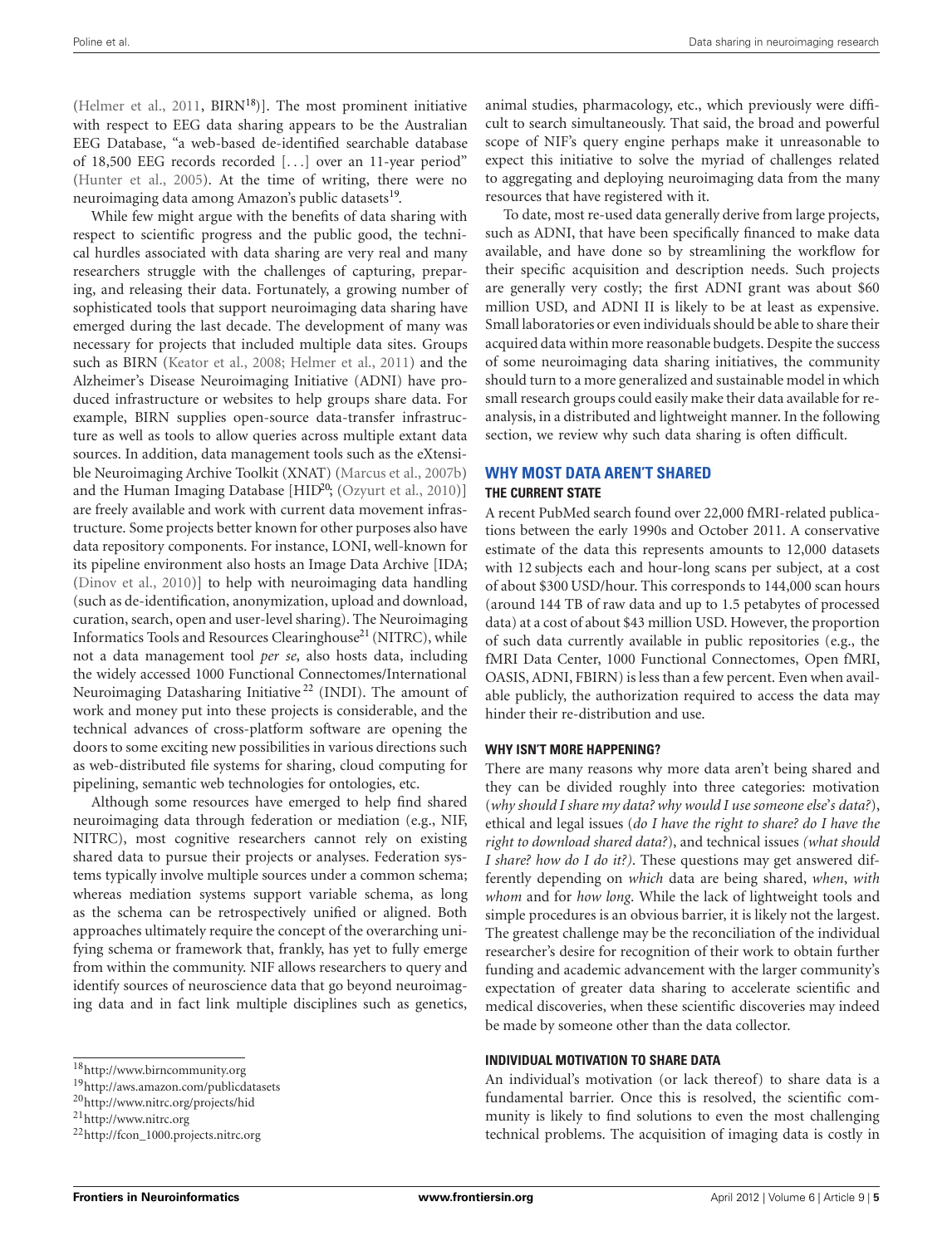(Helmer et al., 2011, BIRN[18])]. The most prominent initiative with respect to EEG data sharing appears to be the Australian EEG Database, "a web-based de-identified searchable database of 18,500 EEG records recorded [...] over an 11-year period" (Hunter et al., 2005). At the time of writing, there were no neuroimaging data among Amazon's public datasets[19].

While few might argue with the benefits of data sharing with respect to scientific progress and the public good, the technical hurdles associated with data sharing are very real and many researchers struggle with the challenges of capturing, preparing, and releasing their data. Fortunately, a growing number of sophisticated tools that support neuroimaging data sharing have emerged during the last decade. The development of many was necessary for projects that included multiple data sites. Groups such as BIRN (Keator et al., 2008; Helmer et al., 2011) and the Alzheimer's Disease Neuroimaging Initiative (ADNI) have produced infrastructure or websites to help groups share data. For example, BIRN supplies open-source data-transfer infrastructure as well as tools to allow queries across multiple extant data sources. In addition, data management tools such as the eXtensible Neuroimaging Archive Toolkit (XNAT) (Marcus et al., 2007b) and the Human Imaging Database [HID[20]; (Ozyurt et al., 2010)] are freely available and work with current data movement infrastructure. Some projects better known for other purposes also have data repository components. For instance, LONI, well-known for its pipeline environment also hosts an Image Data Archive [IDA; (Dinov et al., 2010)] to help with neuroimaging data handling (such as de-identification, anonymization, upload and download, curation, search, open and user-level sharing). The Neuroimaging Informatics Tools and Resources Clearinghouse[21] (NITRC), while not a data management tool *per se*, also hosts data, including the widely accessed 1000 Functional Connectomes/International Neuroimaging Datasharing Initiative[22] (INDI). The amount of work and money put into these projects is considerable, and the technical advances of cross-platform software are opening the doors to some exciting new possibilities in various directions such as web-distributed file systems for sharing, cloud computing for pipelining, semantic web technologies for ontologies, etc.

Although some resources have emerged to help find shared neuroimaging data through federation or mediation (e.g., NIF, NITRC), most cognitive researchers cannot rely on existing shared data to pursue their projects or analyses. Federation systems typically involve multiple sources under a common schema; whereas mediation systems support variable schema, as long as the schema can be retrospectively unified or aligned. Both approaches ultimately require the concept of the overarching unifying schema or framework that, frankly, has yet to fully emerge from within the community. NIF allows researchers to query and identify sources of neuroscience data that go beyond neuroimaging data and in fact link multiple disciplines such as genetics, animal studies, pharmacology, etc., which previously were difficult to search simultaneously. That said, the broad and powerful scope of NIF's query engine perhaps make it unreasonable to expect this initiative to solve the myriad of challenges related to aggregating and deploying neuroimaging data from the many resources that have registered with it.

To date, most re-used data generally derive from large projects, such as ADNI, that have been specifically financed to make data available, and have done so by streamlining the workflow for their specific acquisition and description needs. Such projects are generally very costly; the first ADNI grant was about $60 million USD, and ADNI II is likely to be at least as expensive. Small laboratories or even individuals should be able to share their acquired data within more reasonable budgets. Despite the success of some neuroimaging data sharing initiatives, the community should turn to a more generalized and sustainable model in which small research groups could easily make their data available for re-analysis, in a distributed and lightweight manner. In the following section, we review why such data sharing is often difficult.

## WHY MOST DATA AREN'T SHARED

### THE CURRENT STATE

A recent PubMed search found over 22,000 fMRI-related publications between the early 1990s and October 2011. A conservative estimate of the data this represents amounts to 12,000 datasets with 12 subjects each and hour-long scans per subject, at a cost of about $300 USD/hour. This corresponds to 144,000 scan hours (around 144 TB of raw data and up to 1.5 petabytes of processed data) at a cost of about $43 million USD. However, the proportion of such data currently available in public repositories (e.g., the fMRI Data Center, 1000 Functional Connectomes, Open fMRI, OASIS, ADNI, FBIRN) is less than a few percent. Even when available publicly, the authorization required to access the data may hinder their re-distribution and use.

### WHY ISN'T MORE HAPPENING?

There are many reasons why more data aren't being shared and they can be divided roughly into three categories: motivation (*why should I share my data? why would I use someone else's data?*), ethical and legal issues (*do I have the right to share? do I have the right to download shared data?*), and technical issues *(what should I share? how do I do it?)*. These questions may get answered differently depending on *which* data are being shared, *when*, *with whom* and for *how long*. While the lack of lightweight tools and simple procedures is an obvious barrier, it is likely not the largest. The greatest challenge may be the reconciliation of the individual researcher's desire for recognition of their work to obtain further funding and academic advancement with the larger community's expectation of greater data sharing to accelerate scientific and medical discoveries, when these scientific discoveries may indeed be made by someone other than the data collector.

### INDIVIDUAL MOTIVATION TO SHARE DATA

An individual's motivation (or lack thereof) to share data is a fundamental barrier. Once this is resolved, the scientific community is likely to find solutions to even the most challenging technical problems. The acquisition of imaging data is costly in

[18] http://www.birncommunity.org
[19] http://aws.amazon.com/publicdatasets
[20] http://www.nitrc.org/projects/hid
[21] http://www.nitrc.org
[22] http://fcon_1000.projects.nitrc.org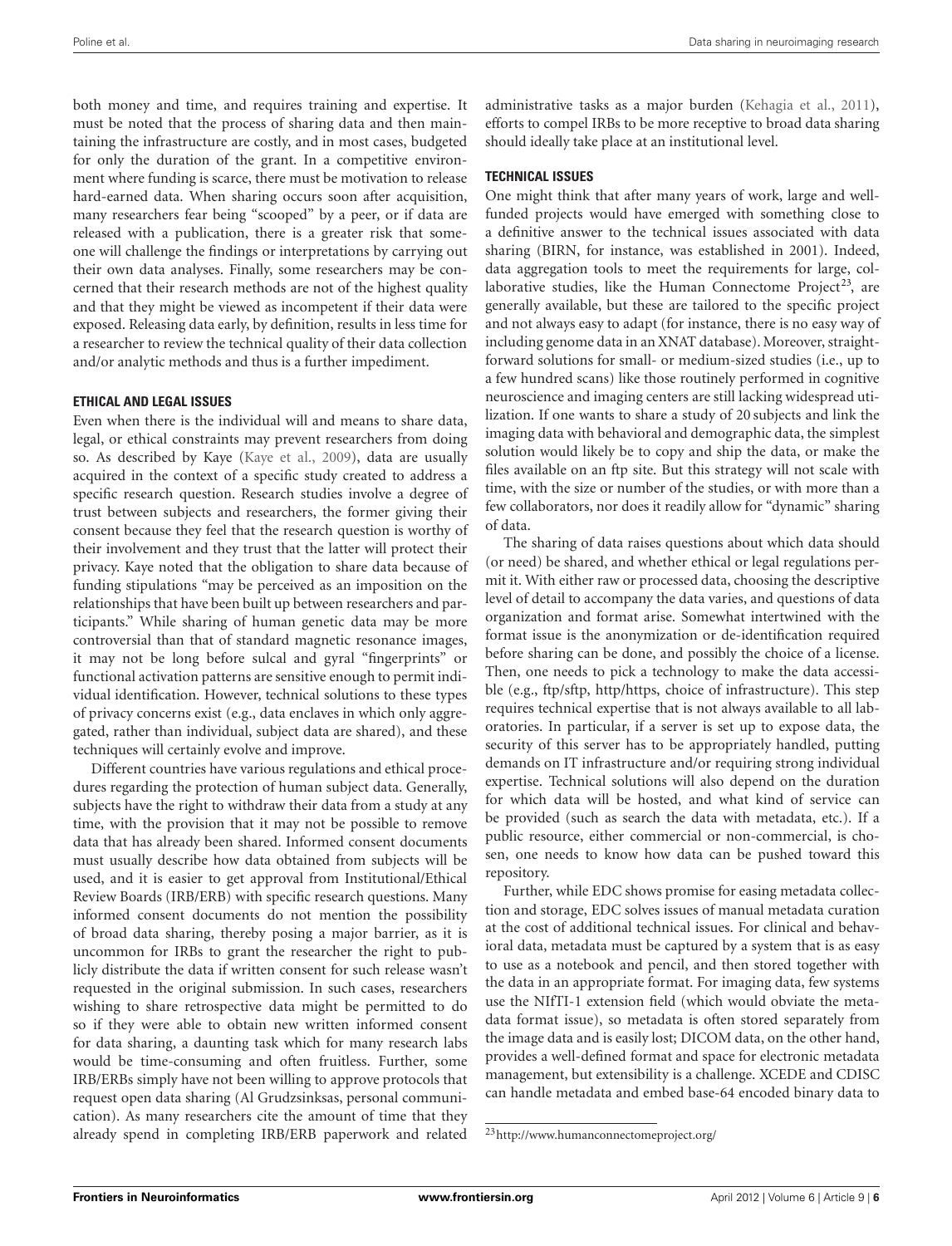both money and time, and requires training and expertise. It must be noted that the process of sharing data and then maintaining the infrastructure are costly, and in most cases, budgeted for only the duration of the grant. In a competitive environment where funding is scarce, there must be motivation to release hard-earned data. When sharing occurs soon after acquisition, many researchers fear being "scooped" by a peer, or if data are released with a publication, there is a greater risk that someone will challenge the findings or interpretations by carrying out their own data analyses. Finally, some researchers may be concerned that their research methods are not of the highest quality and that they might be viewed as incompetent if their data were exposed. Releasing data early, by definition, results in less time for a researcher to review the technical quality of their data collection and/or analytic methods and thus is a further impediment.

### ETHICAL AND LEGAL ISSUES

Even when there is the individual will and means to share data, legal, or ethical constraints may prevent researchers from doing so. As described by Kaye (Kaye et al., 2009), data are usually acquired in the context of a specific study created to address a specific research question. Research studies involve a degree of trust between subjects and researchers, the former giving their consent because they feel that the research question is worthy of their involvement and they trust that the latter will protect their privacy. Kaye noted that the obligation to share data because of funding stipulations "may be perceived as an imposition on the relationships that have been built up between researchers and participants." While sharing of human genetic data may be more controversial than that of standard magnetic resonance images, it may not be long before sulcal and gyral "fingerprints" or functional activation patterns are sensitive enough to permit individual identification. However, technical solutions to these types of privacy concerns exist (e.g., data enclaves in which only aggregated, rather than individual, subject data are shared), and these techniques will certainly evolve and improve.

Different countries have various regulations and ethical procedures regarding the protection of human subject data. Generally, subjects have the right to withdraw their data from a study at any time, with the provision that it may not be possible to remove data that has already been shared. Informed consent documents must usually describe how data obtained from subjects will be used, and it is easier to get approval from Institutional/Ethical Review Boards (IRB/ERB) with specific research questions. Many informed consent documents do not mention the possibility of broad data sharing, thereby posing a major barrier, as it is uncommon for IRBs to grant the researcher the right to publicly distribute the data if written consent for such release wasn't requested in the original submission. In such cases, researchers wishing to share retrospective data might be permitted to do so if they were able to obtain new written informed consent for data sharing, a daunting task which for many research labs would be time-consuming and often fruitless. Further, some IRB/ERBs simply have not been willing to approve protocols that request open data sharing (Al Grudzsinksas, personal communication). As many researchers cite the amount of time that they already spend in completing IRB/ERB paperwork and related administrative tasks as a major burden (Kehagia et al., 2011), efforts to compel IRBs to be more receptive to broad data sharing should ideally take place at an institutional level.

### TECHNICAL ISSUES

One might think that after many years of work, large and well-funded projects would have emerged with something close to a definitive answer to the technical issues associated with data sharing (BIRN, for instance, was established in 2001). Indeed, data aggregation tools to meet the requirements for large, collaborative studies, like the Human Connectome Project[23], are generally available, but these are tailored to the specific project and not always easy to adapt (for instance, there is no easy way of including genome data in an XNAT database). Moreover, straightforward solutions for small- or medium-sized studies (i.e., up to a few hundred scans) like those routinely performed in cognitive neuroscience and imaging centers are still lacking widespread utilization. If one wants to share a study of 20 subjects and link the imaging data with behavioral and demographic data, the simplest solution would likely be to copy and ship the data, or make the files available on an ftp site. But this strategy will not scale with time, with the size or number of the studies, or with more than a few collaborators, nor does it readily allow for "dynamic" sharing of data.

The sharing of data raises questions about which data should (or need) be shared, and whether ethical or legal regulations permit it. With either raw or processed data, choosing the descriptive level of detail to accompany the data varies, and questions of data organization and format arise. Somewhat intertwined with the format issue is the anonymization or de-identification required before sharing can be done, and possibly the choice of a license. Then, one needs to pick a technology to make the data accessible (e.g., ftp/sftp, http/https, choice of infrastructure). This step requires technical expertise that is not always available to all laboratories. In particular, if a server is set up to expose data, the security of this server has to be appropriately handled, putting demands on IT infrastructure and/or requiring strong individual expertise. Technical solutions will also depend on the duration for which data will be hosted, and what kind of service can be provided (such as search the data with metadata, etc.). If a public resource, either commercial or non-commercial, is chosen, one needs to know how data can be pushed toward this repository.

Further, while EDC shows promise for easing metadata collection and storage, EDC solves issues of manual metadata curation at the cost of additional technical issues. For clinical and behavioral data, metadata must be captured by a system that is as easy to use as a notebook and pencil, and then stored together with the data in an appropriate format. For imaging data, few systems use the NIfTI-1 extension field (which would obviate the metadata format issue), so metadata is often stored separately from the image data and is easily lost; DICOM data, on the other hand, provides a well-defined format and space for electronic metadata management, but extensibility is a challenge. XCEDE and CDISC can handle metadata and embed base-64 encoded binary data to

[23] http://www.humanconnectomeproject.org/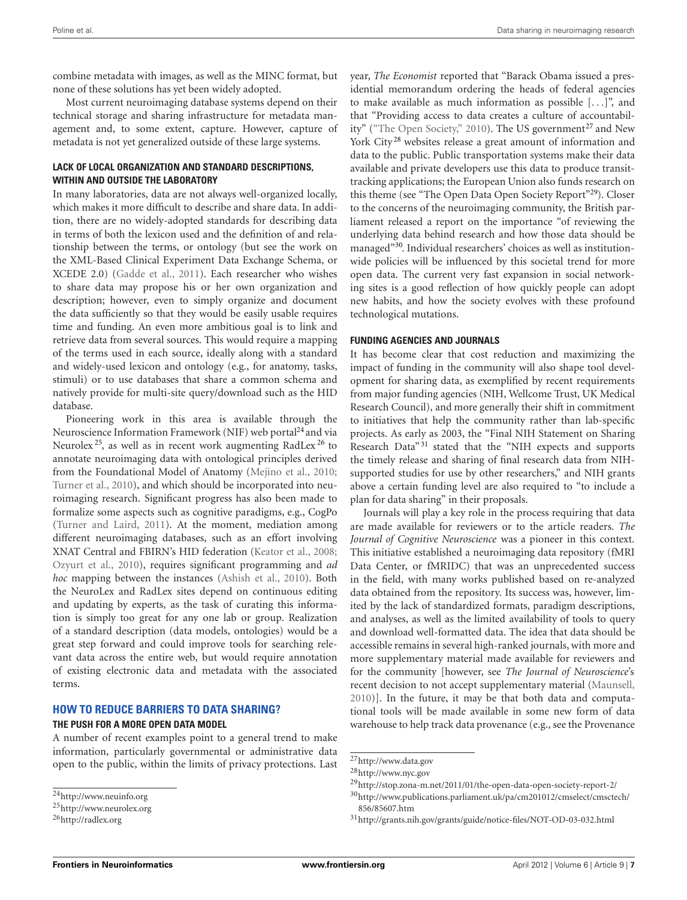combine metadata with images, as well as the MINC format, but none of these solutions has yet been widely adopted.

Most current neuroimaging database systems depend on their technical storage and sharing infrastructure for metadata management and, to some extent, capture. However, capture of metadata is not yet generalized outside of these large systems.

### LACK OF LOCAL ORGANIZATION AND STANDARD DESCRIPTIONS, WITHIN AND OUTSIDE THE LABORATORY

In many laboratories, data are not always well-organized locally, which makes it more difficult to describe and share data. In addition, there are no widely-adopted standards for describing data in terms of both the lexicon used and the definition of and relationship between the terms, or ontology (but see the work on the XML-Based Clinical Experiment Data Exchange Schema, or XCEDE 2.0) (Gadde et al., 2011). Each researcher who wishes to share data may propose his or her own organization and description; however, even to simply organize and document the data sufficiently so that they would be easily usable requires time and funding. An even more ambitious goal is to link and retrieve data from several sources. This would require a mapping of the terms used in each source, ideally along with a standard and widely-used lexicon and ontology (e.g., for anatomy, tasks, stimuli) or to use databases that share a common schema and natively provide for multi-site query/download such as the HID database.

Pioneering work in this area is available through the Neuroscience Information Framework (NIF) web portal[24] and via Neurolex[25], as well as in recent work augmenting RadLex[26] to annotate neuroimaging data with ontological principles derived from the Foundational Model of Anatomy (Mejino et al., 2010; Turner et al., 2010), and which should be incorporated into neuroimaging research. Significant progress has also been made to formalize some aspects such as cognitive paradigms, e.g., CogPo (Turner and Laird, 2011). At the moment, mediation among different neuroimaging databases, such as an effort involving XNAT Central and FBIRN's HID federation (Keator et al., 2008; Ozyurt et al., 2010), requires significant programming and *ad hoc* mapping between the instances (Ashish et al., 2010). Both the NeuroLex and RadLex sites depend on continuous editing and updating by experts, as the task of curating this information is simply too great for any one lab or group. Realization of a standard description (data models, ontologies) would be a great step forward and could improve tools for searching relevant data across the entire web, but would require annotation of existing electronic data and metadata with the associated terms.

## HOW TO REDUCE BARRIERS TO DATA SHARING?

### THE PUSH FOR A MORE OPEN DATA MODEL

A number of recent examples point to a general trend to make information, particularly governmental or administrative data open to the public, within the limits of privacy protections. Last year, *The Economist* reported that "Barack Obama issued a presidential memorandum ordering the heads of federal agencies to make available as much information as possible [...]", and that "Providing access to data creates a culture of accountability" ("The Open Society," 2010). The US government[27] and New York City[28] websites release a great amount of information and data to the public. Public transportation systems make their data available and private developers use this data to produce transit-tracking applications; the European Union also funds research on this theme (see "The Open Data Open Society Report"[29]). Closer to the concerns of the neuroimaging community, the British parliament released a report on the importance "of reviewing the underlying data behind research and how those data should be managed"[30]. Individual researchers' choices as well as institution-wide policies will be influenced by this societal trend for more open data. The current very fast expansion in social networking sites is a good reflection of how quickly people can adopt new habits, and how the society evolves with these profound technological mutations.

### FUNDING AGENCIES AND JOURNALS

It has become clear that cost reduction and maximizing the impact of funding in the community will also shape tool development for sharing data, as exemplified by recent requirements from major funding agencies (NIH, Wellcome Trust, UK Medical Research Council), and more generally their shift in commitment to initiatives that help the community rather than lab-specific projects. As early as 2003, the "Final NIH Statement on Sharing Research Data"[31] stated that the "NIH expects and supports the timely release and sharing of final research data from NIH-supported studies for use by other researchers," and NIH grants above a certain funding level are also required to "to include a plan for data sharing" in their proposals.

Journals will play a key role in the process requiring that data are made available for reviewers or to the article readers. *The Journal of Cognitive Neuroscience* was a pioneer in this context. This initiative established a neuroimaging data repository (fMRI Data Center, or fMRIDC) that was an unprecedented success in the field, with many works published based on re-analyzed data obtained from the repository. Its success was, however, limited by the lack of standardized formats, paradigm descriptions, and analyses, as well as the limited availability of tools to query and download well-formatted data. The idea that data should be accessible remains in several high-ranked journals, with more and more supplementary material made available for reviewers and for the community [however, see *The Journal of Neuroscience*'s recent decision to not accept supplementary material (Maunsell, 2010)]. In the future, it may be that both data and computational tools will be made available in some new form of data warehouse to help track data provenance (e.g., see the Provenance

[24] http://www.neuinfo.org
[25] http://www.neurolex.org
[26] http://radlex.org
[27] http://www.data.gov
[28] http://www.nyc.gov
[29] http://stop.zona-m.net/2011/01/the-open-data-open-society-report-2/
[30] http://www.publications.parliament.uk/pa/cm201012/cmselect/cmsctech/856/85607.htm
[31] http://grants.nih.gov/grants/guide/notice-files/NOT-OD-03-032.html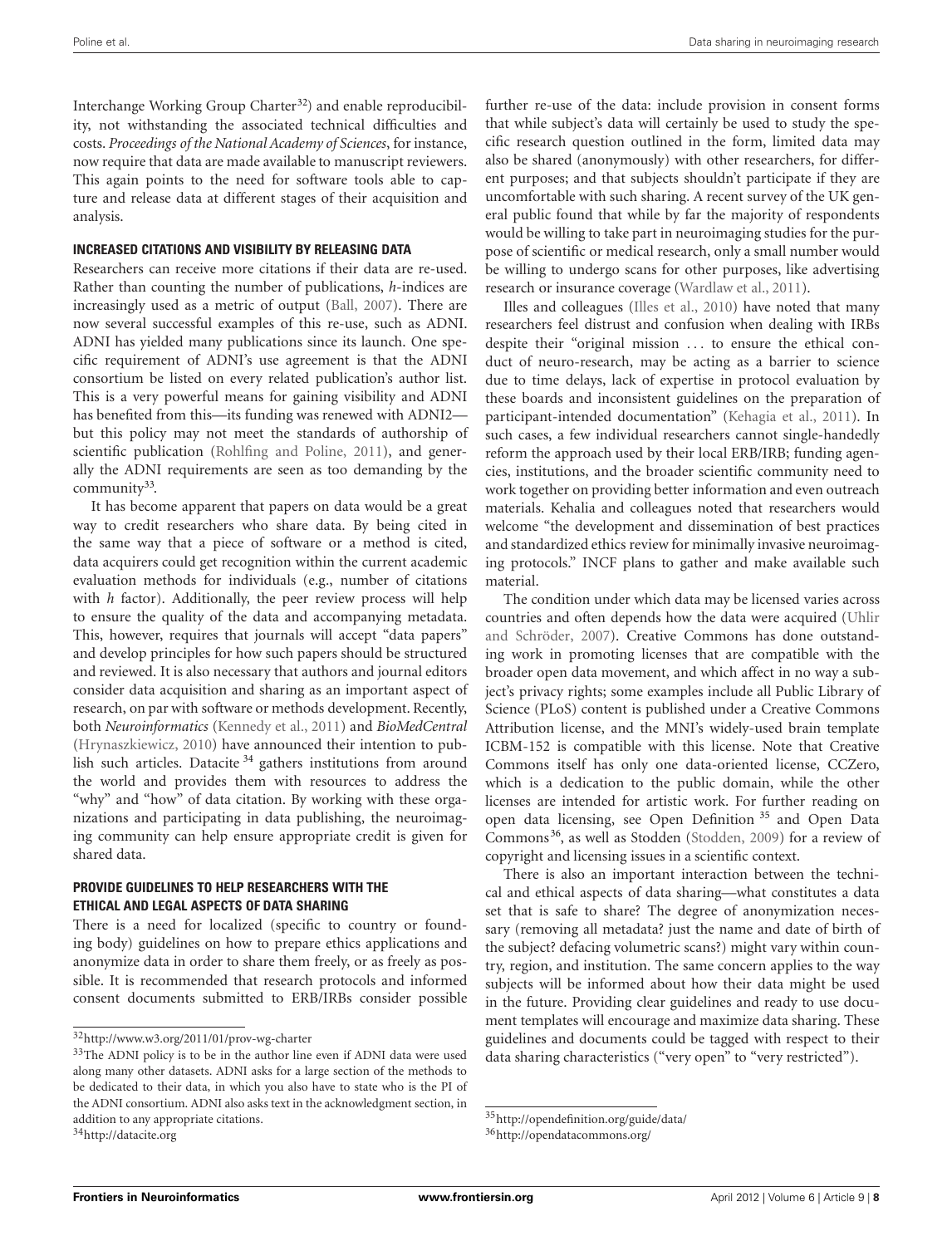Interchange Working Group Charter[32]) and enable reproducibility, not withstanding the associated technical difficulties and costs. *Proceedings of the National Academy of Sciences*, for instance, now require that data are made available to manuscript reviewers. This again points to the need for software tools able to capture and release data at different stages of their acquisition and analysis.

### INCREASED CITATIONS AND VISIBILITY BY RELEASING DATA

Researchers can receive more citations if their data are re-used. Rather than counting the number of publications, *h*-indices are increasingly used as a metric of output (Ball, 2007). There are now several successful examples of this re-use, such as ADNI. ADNI has yielded many publications since its launch. One specific requirement of ADNI's use agreement is that the ADNI consortium be listed on every related publication's author list. This is a very powerful means for gaining visibility and ADNI has benefited from this—its funding was renewed with ADNI2—but this policy may not meet the standards of authorship of scientific publication (Rohlfing and Poline, 2011), and generally the ADNI requirements are seen as too demanding by the community[33].

It has become apparent that papers on data would be a great way to credit researchers who share data. By being cited in the same way that a piece of software or a method is cited, data acquirers could get recognition within the current academic evaluation methods for individuals (e.g., number of citations with *h* factor). Additionally, the peer review process will help to ensure the quality of the data and accompanying metadata. This, however, requires that journals will accept "data papers" and develop principles for how such papers should be structured and reviewed. It is also necessary that authors and journal editors consider data acquisition and sharing as an important aspect of research, on par with software or methods development. Recently, both *Neuroinformatics* (Kennedy et al., 2011) and *BioMedCentral* (Hrynaszkiewicz, 2010) have announced their intention to publish such articles. Datacite [34] gathers institutions from around the world and provides them with resources to address the "why" and "how" of data citation. By working with these organizations and participating in data publishing, the neuroimaging community can help ensure appropriate credit is given for shared data.

### PROVIDE GUIDELINES TO HELP RESEARCHERS WITH THE ETHICAL AND LEGAL ASPECTS OF DATA SHARING

There is a need for localized (specific to country or founding body) guidelines on how to prepare ethics applications and anonymize data in order to share them freely, or as freely as possible. It is recommended that research protocols and informed consent documents submitted to ERB/IRBs consider possible further re-use of the data: include provision in consent forms that while subject's data will certainly be used to study the specific research question outlined in the form, limited data may also be shared (anonymously) with other researchers, for different purposes; and that subjects shouldn't participate if they are uncomfortable with such sharing. A recent survey of the UK general public found that while by far the majority of respondents would be willing to take part in neuroimaging studies for the purpose of scientific or medical research, only a small number would be willing to undergo scans for other purposes, like advertising research or insurance coverage (Wardlaw et al., 2011).

Illes and colleagues (Illes et al., 2010) have noted that many researchers feel distrust and confusion when dealing with IRBs despite their "original mission ... to ensure the ethical conduct of neuro-research, may be acting as a barrier to science due to time delays, lack of expertise in protocol evaluation by these boards and inconsistent guidelines on the preparation of participant-intended documentation" (Kehagia et al., 2011). In such cases, a few individual researchers cannot single-handedly reform the approach used by their local ERB/IRB; funding agencies, institutions, and the broader scientific community need to work together on providing better information and even outreach materials. Kehalia and colleagues noted that researchers would welcome "the development and dissemination of best practices and standardized ethics review for minimally invasive neuroimaging protocols." INCF plans to gather and make available such material.

The condition under which data may be licensed varies across countries and often depends how the data were acquired (Uhlir and Schröder, 2007). Creative Commons has done outstanding work in promoting licenses that are compatible with the broader open data movement, and which affect in no way a subject's privacy rights; some examples include all Public Library of Science (PLoS) content is published under a Creative Commons Attribution license, and the MNI's widely-used brain template ICBM-152 is compatible with this license. Note that Creative Commons itself has only one data-oriented license, CCZero, which is a dedication to the public domain, while the other licenses are intended for artistic work. For further reading on open data licensing, see Open Definition [35] and Open Data Commons[36], as well as Stodden (Stodden, 2009) for a review of copyright and licensing issues in a scientific context.

There is also an important interaction between the technical and ethical aspects of data sharing—what constitutes a data set that is safe to share? The degree of anonymization necessary (removing all metadata? just the name and date of birth of the subject? defacing volumetric scans?) might vary within country, region, and institution. The same concern applies to the way subjects will be informed about how their data might be used in the future. Providing clear guidelines and ready to use document templates will encourage and maximize data sharing. These guidelines and documents could be tagged with respect to their data sharing characteristics ("very open" to "very restricted").

---

[32] http://www.w3.org/2011/01/prov-wg-charter

[33] The ADNI policy is to be in the author line even if ADNI data were used along many other datasets. ADNI asks for a large section of the methods to be dedicated to their data, in which you also have to state who is the PI of the ADNI consortium. ADNI also asks text in the acknowledgment section, in addition to any appropriate citations.

[34] http://datacite.org

[35] http://opendefinition.org/guide/data/

[36] http://opendatacommons.org/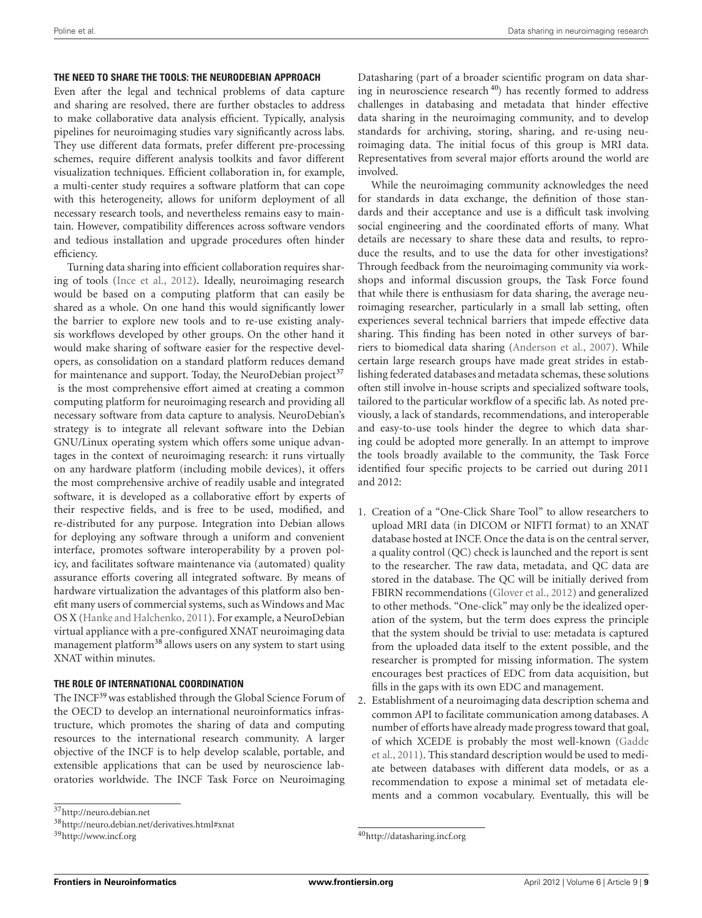### THE NEED TO SHARE THE TOOLS: THE NEURODEBIAN APPROACH

Even after the legal and technical problems of data capture and sharing are resolved, there are further obstacles to address to make collaborative data analysis efficient. Typically, analysis pipelines for neuroimaging studies vary significantly across labs. They use different data formats, prefer different pre-processing schemes, require different analysis toolkits and favor different visualization techniques. Efficient collaboration in, for example, a multi-center study requires a software platform that can cope with this heterogeneity, allows for uniform deployment of all necessary research tools, and nevertheless remains easy to maintain. However, compatibility differences across software vendors and tedious installation and upgrade procedures often hinder efficiency.

Turning data sharing into efficient collaboration requires sharing of tools (Ince et al., 2012). Ideally, neuroimaging research would be based on a computing platform that can easily be shared as a whole. On one hand this would significantly lower the barrier to explore new tools and to re-use existing analysis workflows developed by other groups. On the other hand it would make sharing of software easier for the respective developers, as consolidation on a standard platform reduces demand for maintenance and support. Today, the NeuroDebian project[37] is the most comprehensive effort aimed at creating a common computing platform for neuroimaging research and providing all necessary software from data capture to analysis. NeuroDebian's strategy is to integrate all relevant software into the Debian GNU/Linux operating system which offers some unique advantages in the context of neuroimaging research: it runs virtually on any hardware platform (including mobile devices), it offers the most comprehensive archive of readily usable and integrated software, it is developed as a collaborative effort by experts of their respective fields, and is free to be used, modified, and re-distributed for any purpose. Integration into Debian allows for deploying any software through a uniform and convenient interface, promotes software interoperability by a proven policy, and facilitates software maintenance via (automated) quality assurance efforts covering all integrated software. By means of hardware virtualization the advantages of this platform also benefit many users of commercial systems, such as Windows and Mac OS X (Hanke and Halchenko, 2011). For example, a NeuroDebian virtual appliance with a pre-configured XNAT neuroimaging data management platform[38] allows users on any system to start using XNAT within minutes.

### THE ROLE OF INTERNATIONAL COORDINATION

The INCF[39] was established through the Global Science Forum of the OECD to develop an international neuroinformatics infrastructure, which promotes the sharing of data and computing resources to the international research community. A larger objective of the INCF is to help develop scalable, portable, and extensible applications that can be used by neuroscience laboratories worldwide. The INCF Task Force on Neuroimaging Datasharing (part of a broader scientific program on data sharing in neuroscience research [40]) has recently formed to address challenges in databasing and metadata that hinder effective data sharing in the neuroimaging community, and to develop standards for archiving, storing, sharing, and re-using neuroimaging data. The initial focus of this group is MRI data. Representatives from several major efforts around the world are involved.

While the neuroimaging community acknowledges the need for standards in data exchange, the definition of those standards and their acceptance and use is a difficult task involving social engineering and the coordinated efforts of many. What details are necessary to share these data and results, to reproduce the results, and to use the data for other investigations? Through feedback from the neuroimaging community via workshops and informal discussion groups, the Task Force found that while there is enthusiasm for data sharing, the average neuroimaging researcher, particularly in a small lab setting, often experiences several technical barriers that impede effective data sharing. This finding has been noted in other surveys of barriers to biomedical data sharing (Anderson et al., 2007). While certain large research groups have made great strides in establishing federated databases and metadata schemas, these solutions often still involve in-house scripts and specialized software tools, tailored to the particular workflow of a specific lab. As noted previously, a lack of standards, recommendations, and interoperable and easy-to-use tools hinder the degree to which data sharing could be adopted more generally. In an attempt to improve the tools broadly available to the community, the Task Force identified four specific projects to be carried out during 2011 and 2012:

1. Creation of a "One-Click Share Tool" to allow researchers to upload MRI data (in DICOM or NIFTI format) to an XNAT database hosted at INCF. Once the data is on the central server, a quality control (QC) check is launched and the report is sent to the researcher. The raw data, metadata, and QC data are stored in the database. The QC will be initially derived from FBIRN recommendations (Glover et al., 2012) and generalized to other methods. "One-click" may only be the idealized operation of the system, but the term does express the principle that the system should be trivial to use: metadata is captured from the uploaded data itself to the extent possible, and the researcher is prompted for missing information. The system encourages best practices of EDC from data acquisition, but fills in the gaps with its own EDC and management.
2. Establishment of a neuroimaging data description schema and common API to facilitate communication among databases. A number of efforts have already made progress toward that goal, of which XCEDE is probably the most well-known (Gadde et al., 2011). This standard description would be used to mediate between databases with different data models, or as a recommendation to expose a minimal set of metadata elements and a common vocabulary. Eventually, this will be

[37]http://neuro.debian.net

[38]http://neuro.debian.net/derivatives.html#xnat

[39]http://www.incf.org

[40]http://datasharing.incf.org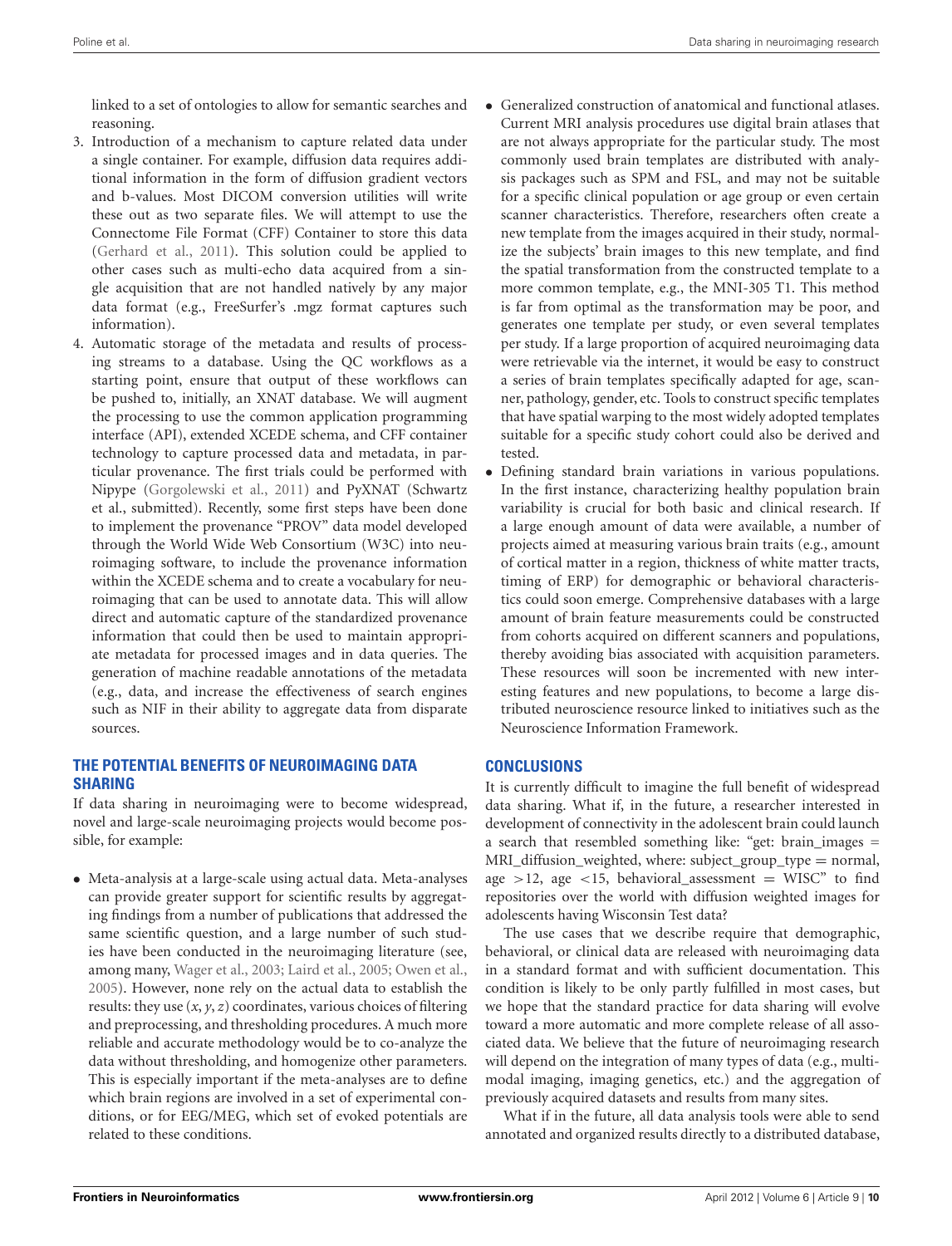linked to a set of ontologies to allow for semantic searches and reasoning.

3. Introduction of a mechanism to capture related data under a single container. For example, diffusion data requires additional information in the form of diffusion gradient vectors and b-values. Most DICOM conversion utilities will write these out as two separate files. We will attempt to use the Connectome File Format (CFF) Container to store this data (Gerhard et al., 2011). This solution could be applied to other cases such as multi-echo data acquired from a single acquisition that are not handled natively by any major data format (e.g., FreeSurfer's .mgz format captures such information).
4. Automatic storage of the metadata and results of processing streams to a database. Using the QC workflows as a starting point, ensure that output of these workflows can be pushed to, initially, an XNAT database. We will augment the processing to use the common application programming interface (API), extended XCEDE schema, and CFF container technology to capture processed data and metadata, in particular provenance. The first trials could be performed with Nipype (Gorgolewski et al., 2011) and PyXNAT (Schwartz et al., submitted). Recently, some first steps have been done to implement the provenance "PROV" data model developed through the World Wide Web Consortium (W3C) into neuroimaging software, to include the provenance information within the XCEDE schema and to create a vocabulary for neuroimaging that can be used to annotate data. This will allow direct and automatic capture of the standardized provenance information that could then be used to maintain appropriate metadata for processed images and in data queries. The generation of machine readable annotations of the metadata (e.g., data, and increase the effectiveness of search engines such as NIF in their ability to aggregate data from disparate sources.

## THE POTENTIAL BENEFITS OF NEUROIMAGING DATA SHARING

If data sharing in neuroimaging were to become widespread, novel and large-scale neuroimaging projects would become possible, for example:

- Meta-analysis at a large-scale using actual data. Meta-analyses can provide greater support for scientific results by aggregating findings from a number of publications that addressed the same scientific question, and a large number of such studies have been conducted in the neuroimaging literature (see, among many, Wager et al., 2003; Laird et al., 2005; Owen et al., 2005). However, none rely on the actual data to establish the results: they use ($x$, $y$, $z$) coordinates, various choices of filtering and preprocessing, and thresholding procedures. A much more reliable and accurate methodology would be to co-analyze the data without thresholding, and homogenize other parameters. This is especially important if the meta-analyses are to define which brain regions are involved in a set of experimental conditions, or for EEG/MEG, which set of evoked potentials are related to these conditions.
- Generalized construction of anatomical and functional atlases. Current MRI analysis procedures use digital brain atlases that are not always appropriate for the particular study. The most commonly used brain templates are distributed with analysis packages such as SPM and FSL, and may not be suitable for a specific clinical population or age group or even certain scanner characteristics. Therefore, researchers often create a new template from the images acquired in their study, normalize the subjects' brain images to this new template, and find the spatial transformation from the constructed template to a more common template, e.g., the MNI-305 T1. This method is far from optimal as the transformation may be poor, and generates one template per study, or even several templates per study. If a large proportion of acquired neuroimaging data were retrievable via the internet, it would be easy to construct a series of brain templates specifically adapted for age, scanner, pathology, gender, etc. Tools to construct specific templates that have spatial warping to the most widely adopted templates suitable for a specific study cohort could also be derived and tested.
- Defining standard brain variations in various populations. In the first instance, characterizing healthy population brain variability is crucial for both basic and clinical research. If a large enough amount of data were available, a number of projects aimed at measuring various brain traits (e.g., amount of cortical matter in a region, thickness of white matter tracts, timing of ERP) for demographic or behavioral characteristics could soon emerge. Comprehensive databases with a large amount of brain feature measurements could be constructed from cohorts acquired on different scanners and populations, thereby avoiding bias associated with acquisition parameters. These resources will soon be incremented with new interesting features and new populations, to become a large distributed neuroscience resource linked to initiatives such as the Neuroscience Information Framework.

## CONCLUSIONS

It is currently difficult to imagine the full benefit of widespread data sharing. What if, in the future, a researcher interested in development of connectivity in the adolescent brain could launch a search that resembled something like: "get: brain_images = MRI_diffusion_weighted, where: subject_group_type = normal, age >12, age <15, behavioral_assessment = WISC" to find repositories over the world with diffusion weighted images for adolescents having Wisconsin Test data?

The use cases that we describe require that demographic, behavioral, or clinical data are released with neuroimaging data in a standard format and with sufficient documentation. This condition is likely to be only partly fulfilled in most cases, but we hope that the standard practice for data sharing will evolve toward a more automatic and more complete release of all associated data. We believe that the future of neuroimaging research will depend on the integration of many types of data (e.g., multimodal imaging, imaging genetics, etc.) and the aggregation of previously acquired datasets and results from many sites.

What if in the future, all data analysis tools were able to send annotated and organized results directly to a distributed database,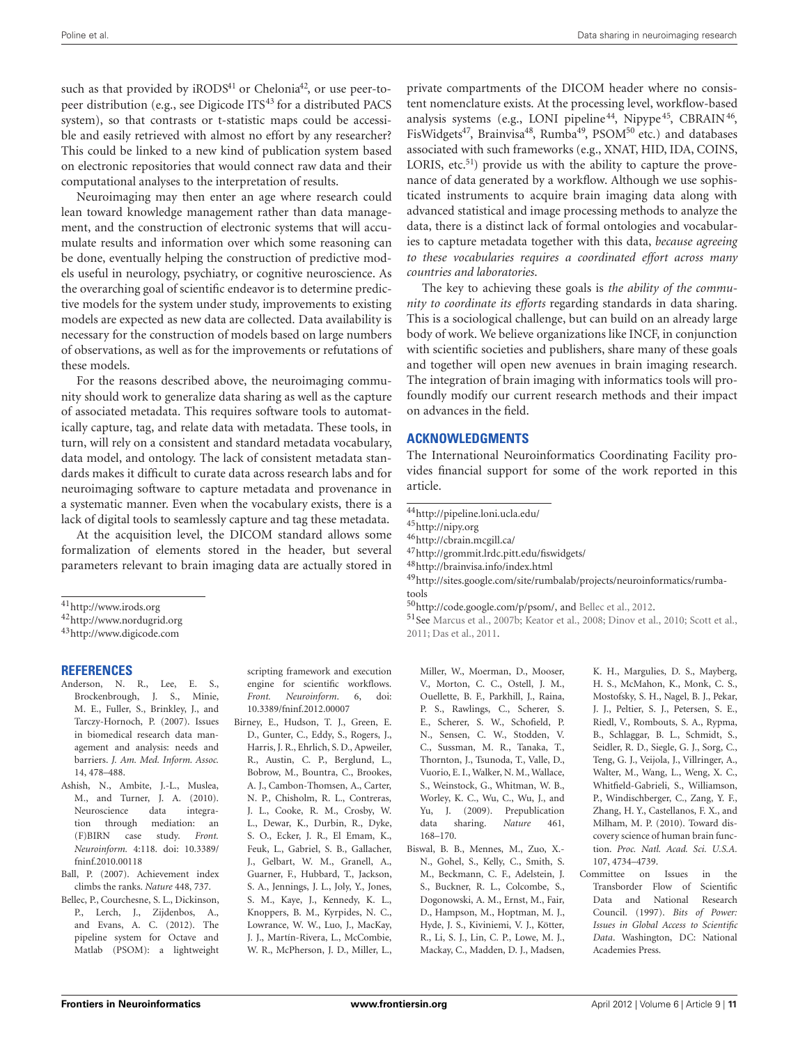such as that provided by iRODS[41] or Chelonia[42], or use peer-to-peer distribution (e.g., see Digicode ITS[43] for a distributed PACS system), so that contrasts or t-statistic maps could be accessible and easily retrieved with almost no effort by any researcher? This could be linked to a new kind of publication system based on electronic repositories that would connect raw data and their computational analyses to the interpretation of results.

Neuroimaging may then enter an age where research could lean toward knowledge management rather than data management, and the construction of electronic systems that will accumulate results and information over which some reasoning can be done, eventually helping the construction of predictive models useful in neurology, psychiatry, or cognitive neuroscience. As the overarching goal of scientific endeavor is to determine predictive models for the system under study, improvements to existing models are expected as new data are collected. Data availability is necessary for the construction of models based on large numbers of observations, as well as for the improvements or refutations of these models.

For the reasons described above, the neuroimaging community should work to generalize data sharing as well as the capture of associated metadata. This requires software tools to automatically capture, tag, and relate data with metadata. These tools, in turn, will rely on a consistent and standard metadata vocabulary, data model, and ontology. The lack of consistent metadata standards makes it difficult to curate data across research labs and for neuroimaging software to capture metadata and provenance in a systematic manner. Even when the vocabulary exists, there is a lack of digital tools to seamlessly capture and tag these metadata.

At the acquisition level, the DICOM standard allows some formalization of elements stored in the header, but several parameters relevant to brain imaging data are actually stored in private compartments of the DICOM header where no consistent nomenclature exists. At the processing level, workflow-based analysis systems (e.g., LONI pipeline[44], Nipype[45], CBRAIN[46], FisWidgets[47], Brainvisa[48], Rumba[49], PSOM[50] etc.) and databases associated with such frameworks (e.g., XNAT, HID, IDA, COINS, LORIS, etc.[51]) provide us with the ability to capture the provenance of data generated by a workflow. Although we use sophisticated instruments to acquire brain imaging data along with advanced statistical and image processing methods to analyze the data, there is a distinct lack of formal ontologies and vocabularies to capture metadata together with this data, *because agreeing to these vocabularies requires a coordinated effort across many countries and laboratories.*

The key to achieving these goals is *the ability of the community to coordinate its efforts* regarding standards in data sharing. This is a sociological challenge, but can build on an already large body of work. We believe organizations like INCF, in conjunction with scientific societies and publishers, share many of these goals and together will open new avenues in brain imaging research. The integration of brain imaging with informatics tools will profoundly modify our current research methods and their impact on advances in the field.

[41]http://www.irods.org

[42]http://www.nordugrid.org

[43]http://www.digicode.com

[44]http://pipeline.loni.ucla.edu/

[45]http://nipy.org

[46]http://cbrain.mcgill.ca/

[47]http://grommit.lrdc.pitt.edu/fiswidgets/

[48]http://brainvisa.info/index.html

[49]http://sites.google.com/site/rumbalab/projects/neuroinformatics/rumba-tools

[50]http://code.google.com/p/psom/, and Bellec et al., 2012.

[51]See Marcus et al., 2007b; Keator et al., 2008; Dinov et al., 2010; Scott et al., 2011; Das et al., 2011.

## ACKNOWLEDGMENTS

The International Neuroinformatics Coordinating Facility provides financial support for some of the work reported in this article.

## REFERENCES

Anderson, N. R., Lee, E. S., Brockenbrough, J. S., Minie, M. E., Fuller, S., Brinkley, J., and Tarczy-Hornoch, P. (2007). Issues in biomedical research data management and analysis: needs and barriers. *J. Am. Med. Inform. Assoc.* 14, 478–488.

Ashish, N., Ambite, J.-L., Muslea, M., and Turner, J. A. (2010). Neuroscience data integration through mediation: an (F)BIRN case study. *Front. Neuroinform.* 4:118. doi: 10.3389/fninf.2010.00118

Ball, P. (2007). Achievement index climbs the ranks. *Nature* 448, 737.

Bellec, P., Courchesne, S. L., Dickinson, P., Lerch, J., Zijdenbos, A., and Evans, A. C. (2012). The pipeline system for Octave and Matlab (PSOM): a lightweight scripting framework and execution engine for scientific workflows. *Front. Neuroinform.* 6, doi: 10.3389/fninf.2012.00007

Birney, E., Hudson, T. J., Green, E. D., Gunter, C., Eddy, S., Rogers, J., Harris, J. R., Ehrlich, S. D., Apweiler, R., Austin, C. P., Berglund, L., Bobrow, M., Bountra, C., Brookes, A. J., Cambon-Thomsen, A., Carter, N. P., Chisholm, R. L., Contreras, J. L., Cooke, R. M., Crosby, W. L., Dewar, K., Durbin, R., Dyke, S. O., Ecker, J. R., El Emam, K., Feuk, L., Gabriel, S. B., Gallacher, J., Gelbart, W. M., Granell, A., Guarner, F., Hubbard, T., Jackson, S. A., Jennings, J. L., Joly, Y., Jones, S. M., Kaye, J., Kennedy, K. L., Knoppers, B. M., Kyrpides, N. C., Lowrance, W. W., Luo, J., MacKay, J. J., Martín-Rivera, L., McCombie, W. R., McPherson, J. D., Miller, L., Miller, W., Moerman, D., Mooser, V., Morton, C. C., Ostell, J. M., Ouellette, B. F., Parkhill, J., Raina, P. S., Rawlings, C., Scherer, S. E., Scherer, S. W., Schofield, P. N., Sensen, C. W., Stodden, V. C., Sussman, M. R., Tanaka, T., Thornton, J., Tsunoda, T., Valle, D., Vuorio, E. I., Walker, N. M., Wallace, S., Weinstock, G., Whitman, W. B., Worley, K. C., Wu, C., Wu, J., and Yu, J. (2009). Prepublication data sharing. *Nature* 461, 168–170.

Biswal, B. B., Mennes, M., Zuo, X.-N., Gohel, S., Kelly, C., Smith, S. M., Beckmann, C. F., Adelstein, J. S., Buckner, R. L., Colcombe, S., Dogonowski, A. M., Ernst, M., Fair, D., Hampson, M., Hoptman, M. J., Hyde, J. S., Kiviniemi, V. J., Kötter, R., Li, S. J., Lin, C. P., Lowe, M. J., Mackay, C., Madden, D. J., Madsen, K. H., Margulies, D. S., Mayberg, H. S., McMahon, K., Monk, C. S., Mostofsky, S. H., Nagel, B. J., Pekar, J. J., Peltier, S. J., Petersen, S. E., Riedl, V., Rombouts, S. A., Rypma, B., Schlaggar, B. L., Schmidt, S., Seidler, R. D., Siegle, G. J., Sorg, C., Teng, G. J., Veijola, J., Villringer, A., Walter, M., Wang, L., Weng, X. C., Whitfield-Gabrieli, S., Williamson, P., Windischberger, C., Zang, Y. F., Zhang, H. Y., Castellanos, F. X., and Milham, M. P. (2010). Toward discovery science of human brain function. *Proc. Natl. Acad. Sci. U.S.A.* 107, 4734–4739.

Committee on Issues in the Transborder Flow of Scientific Data and National Research Council. (1997). *Bits of Power: Issues in Global Access to Scientific Data*. Washington, DC: National Academies Press.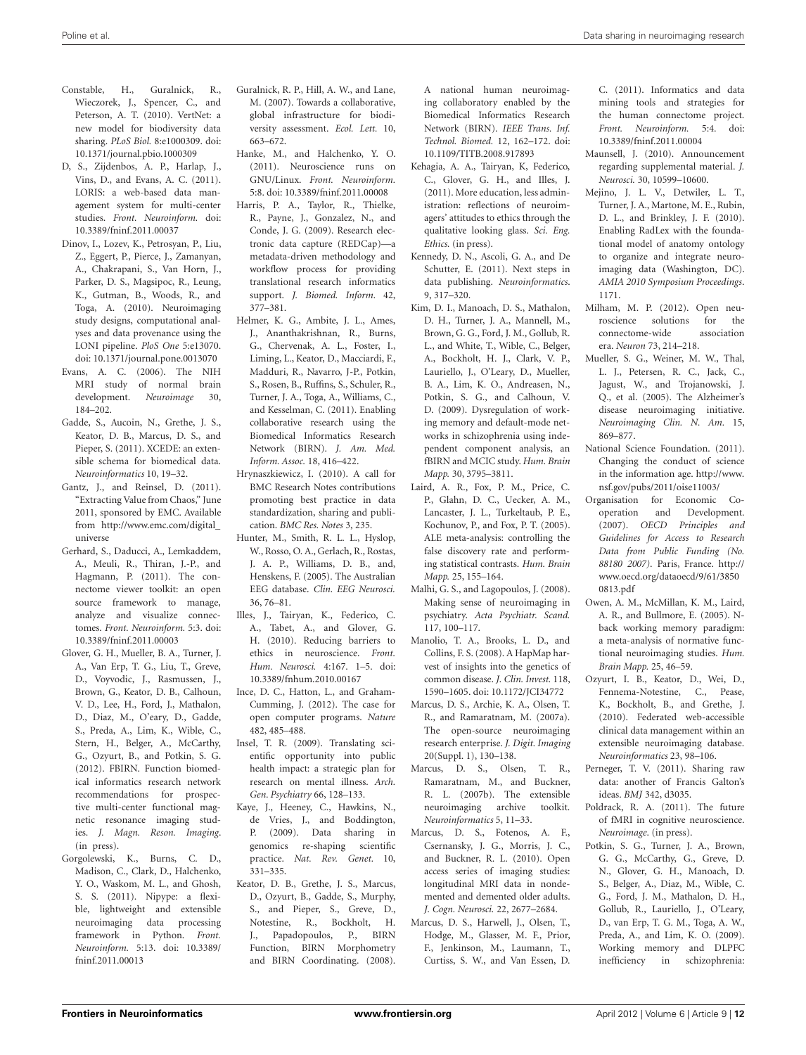Constable, H., Guralnick, R., Wieczorek, J., Spencer, C., and Peterson, A. T. (2010). VertNet: a new model for biodiversity data sharing. *PLoS Biol.* 8:e1000309. doi: 10.1371/journal.pbio.1000309

D, S., Zijdenbos, A. P., Harlap, J., Vins, D., and Evans, A. C. (2011). LORIS: a web-based data management system for multi-center studies. *Front. Neuroinform.* doi: 10.3389/fninf.2011.00037

Dinov, I., Lozev, K., Petrosyan, P., Liu, Z., Eggert, P., Pierce, J., Zamanyan, A., Chakrapani, S., Van Horn, J., Parker, D. S., Magsipoc, R., Leung, K., Gutman, B., Woods, R., and Toga, A. (2010). Neuroimaging study designs, computational analyses and data provenance using the LONI pipeline. *PloS One* 5:e13070. doi: 10.1371/journal.pone.0013070

Evans, A. C. (2006). The NIH MRI study of normal brain development. *Neuroimage* 30, 184–202.

Gadde, S., Aucoin, N., Grethe, J. S., Keator, D. B., Marcus, D. S., and Pieper, S. (2011). XCEDE: an extensible schema for biomedical data. *Neuroinformatics* 10, 19–32.

Gantz, J., and Reinsel, D. (2011). "Extracting Value from Chaos," June 2011, sponsored by EMC. Available from http://www.emc.com/digital_universe

Gerhard, S., Daducci, A., Lemkaddem, A., Meuli, R., Thiran, J.-P., and Hagmann, P. (2011). The connectome viewer toolkit: an open source framework to manage, analyze and visualize connectomes. *Front. Neuroinform.* 5:3. doi: 10.3389/fninf.2011.00003

Glover, G. H., Mueller, B. A., Turner, J. A., Van Erp, T. G., Liu, T., Greve, D., Voyvodic, J., Rasmussen, J., Brown, G., Keator, D. B., Calhoun, V. D., Lee, H., Ford, J., Mathalon, D., Diaz, M., O'eary, D., Gadde, S., Preda, A., Lim, K., Wible, C., Stern, H., Belger, A., McCarthy, G., Ozyurt, B., and Potkin, S. G. (2012). FBIRN. Function biomedical informatics research network recommendations for prospective multi-center functional magnetic resonance imaging studies. *J. Magn. Reson. Imaging.* (in press).

Gorgolewski, K., Burns, C. D., Madison, C., Clark, D., Halchenko, Y. O., Waskom, M. L., and Ghosh, S. S. (2011). Nipype: a flexible, lightweight and extensible neuroimaging data processing framework in Python. *Front. Neuroinform.* 5:13. doi: 10.3389/fninf.2011.00013

Guralnick, R. P., Hill, A. W., and Lane, M. (2007). Towards a collaborative, global infrastructure for biodiversity assessment. *Ecol. Lett.* 10, 663–672.

Hanke, M., and Halchenko, Y. O. (2011). Neuroscience runs on GNU/Linux. *Front. Neuroinform.* 5:8. doi: 10.3389/fninf.2011.00008

Harris, P. A., Taylor, R., Thielke, R., Payne, J., Gonzalez, N., and Conde, J. G. (2009). Research electronic data capture (REDCap)—a metadata-driven methodology and workflow process for providing translational research informatics support. *J. Biomed. Inform.* 42, 377–381.

Helmer, K. G., Ambite, J. L., Ames, J., Ananthakrishnan, R., Burns, G., Chervenak, A. L., Foster, I., Liming, L., Keator, D., Macciardi, F., Madduri, R., Navarro, J-P., Potkin, S., Rosen, B., Ruffins, S., Schuler, R., Turner, J. A., Toga, A., Williams, C., and Kesselman, C. (2011). Enabling collaborative research using the Biomedical Informatics Research Network (BIRN). *J. Am. Med. Inform. Assoc.* 18, 416–422.

Hrynaszkiewicz, I. (2010). A call for BMC Research Notes contributions promoting best practice in data standardization, sharing and publication. *BMC Res. Notes* 3, 235.

Hunter, M., Smith, R. L. L., Hyslop, W., Rosso, O. A., Gerlach, R., Rostas, J. A. P., Williams, D. B., and, Henskens, F. (2005). The Australian EEG database. *Clin. EEG Neurosci.* 36, 76–81.

Illes, J., Tairyan, K., Federico, C. A., Tabet, A., and Glover, G. H. (2010). Reducing barriers to ethics in neuroscience. *Front. Hum. Neurosci.* 4:167. 1–5. doi: 10.3389/fnhum.2010.00167

Ince, D. C., Hatton, L., and Graham-Cumming, J. (2012). The case for open computer programs. *Nature* 482, 485–488.

Insel, T. R. (2009). Translating scientific opportunity into public health impact: a strategic plan for research on mental illness. *Arch. Gen. Psychiatry* 66, 128–133.

Kaye, J., Heeney, C., Hawkins, N., de Vries, J., and Boddington, P. (2009). Data sharing in genomics re-shaping scientific practice. *Nat. Rev. Genet.* 10, 331–335.

Keator, D. B., Grethe, J. S., Marcus, D., Ozyurt, B., Gadde, S., Murphy, S., and Pieper, S., Greve, D., Notestine, R., Bockholt, H. J., Papadopoulos, P., BIRN Function, BIRN Morphometry and BIRN Coordinating. (2008). A national human neuroimaging collaboratory enabled by the Biomedical Informatics Research Network (BIRN). *IEEE Trans. Inf. Technol. Biomed.* 12, 162–172. doi: 10.1109/TITB.2008.917893

Kehagia, A. A., Tairyan, K, Federico, C., Glover, G. H., and Illes, J. (2011). More education, less administration: reflections of neuroimagers' attitudes to ethics through the qualitative looking glass. *Sci. Eng. Ethics.* (in press).

Kennedy, D. N., Ascoli, G. A., and De Schutter, E. (2011). Next steps in data publishing. *Neuroinformatics.* 9, 317–320.

Kim, D. I., Manoach, D. S., Mathalon, D. H., Turner, J. A., Mannell, M., Brown, G. G., Ford, J. M., Gollub, R. L., and White, T., Wible, C., Belger, A., Bockholt, H. J., Clark, V. P., Lauriello, J., O'Leary, D., Mueller, B. A., Lim, K. O., Andreasen, N., Potkin, S. G., and Calhoun, V. D. (2009). Dysregulation of working memory and default-mode networks in schizophrenia using independent component analysis, an fBIRN and MCIC study. *Hum. Brain Mapp.* 30, 3795–3811.

Laird, A. R., Fox, P. M., Price, C. P., Glahn, D. C., Uecker, A. M., Lancaster, J. L., Turkeltaub, P. E., Kochunov, P., and Fox, P. T. (2005). ALE meta-analysis: controlling the false discovery rate and performing statistical contrasts. *Hum. Brain Mapp.* 25, 155–164.

Malhi, G. S., and Lagopoulos, J. (2008). Making sense of neuroimaging in psychiatry. *Acta Psychiatr. Scand.* 117, 100–117.

Manolio, T. A., Brooks, L. D., and Collins, F. S. (2008). A HapMap harvest of insights into the genetics of common disease. *J. Clin. Invest.* 118, 1590–1605. doi: 10.1172/JCI34772

Marcus, D. S., Archie, K. A., Olsen, T. R., and Ramaratnam, M. (2007a). The open-source neuroimaging research enterprise. *J. Digit. Imaging* 20(Suppl. 1), 130–138.

Marcus, D. S., Olsen, T. R., Ramaratnam, M., and Buckner, R. L. (2007b). The extensible neuroimaging archive toolkit. *Neuroinformatics* 5, 11–33.

Marcus, D. S., Fotenos, A. F., Csernansky, J. G., Morris, J. C., and Buckner, R. L. (2010). Open access series of imaging studies: longitudinal MRI data in nondemented and demented older adults. *J. Cogn. Neurosci.* 22, 2677–2684.

Marcus, D. S., Harwell, J., Olsen, T., Hodge, M., Glasser, M. F., Prior, F., Jenkinson, M., Laumann, T., Curtiss, S. W., and Van Essen, D. C. (2011). Informatics and data mining tools and strategies for the human connectome project. *Front. Neuroinform.* 5:4. doi: 10.3389/fninf.2011.00004

Maunsell, J. (2010). Announcement regarding supplemental material. *J. Neurosci.* 30, 10599–10600.

Mejino, J. L. V., Detwiler, L. T., Turner, J. A., Martone, M. E., Rubin, D. L., and Brinkley, J. F. (2010). Enabling RadLex with the foundational model of anatomy ontology to organize and integrate neuroimaging data (Washington, DC). *AMIA 2010 Symposium Proceedings*. 1171.

Milham, M. P. (2012). Open neuroscience solutions for the connectome-wide association era. *Neuron* 73, 214–218.

Mueller, S. G., Weiner, M. W., Thal, L. J., Petersen, R. C., Jack, C., Jagust, W., and Trojanowski, J. Q., et al. (2005). The Alzheimer's disease neuroimaging initiative. *Neuroimaging Clin. N. Am.* 15, 869–877.

National Science Foundation. (2011). Changing the conduct of science in the information age. http://www.nsf.gov/pubs/2011/oise11003/

Organisation for Economic Co-operation and Development. (2007). *OECD Principles and Guidelines for Access to Research Data from Public Funding (No. 88180 2007)*. Paris, France. http://www.oecd.org/dataoecd/9/61/38500813.pdf

Owen, A. M., McMillan, K. M., Laird, A. R., and Bullmore, E. (2005). N-back working memory paradigm: a meta-analysis of normative functional neuroimaging studies. *Hum. Brain Mapp.* 25, 46–59.

Ozyurt, I. B., Keator, D., Wei, D., Fennema-Notestine, C., Pease, K., Bockholt, B., and Grethe, J. (2010). Federated web-accessible clinical data management within an extensible neuroimaging database. *Neuroinformatics* 23, 98–106.

Perneger, T. V. (2011). Sharing raw data: another of Francis Galton's ideas. *BMJ* 342, d3035.

Poldrack, R. A. (2011). The future of fMRI in cognitive neuroscience. *Neuroimage.* (in press).

Potkin, S. G., Turner, J. A., Brown, G. G., McCarthy, G., Greve, D. N., Glover, G. H., Manoach, D. S., Belger, A., Diaz, M., Wible, C. G., Ford, J. M., Mathalon, D. H., Gollub, R., Lauriello, J., O'Leary, D., van Erp, T. G. M., Toga, A. W., Preda, A., and Lim, K. O. (2009). Working memory and DLPFC inefficiency in schizophrenia: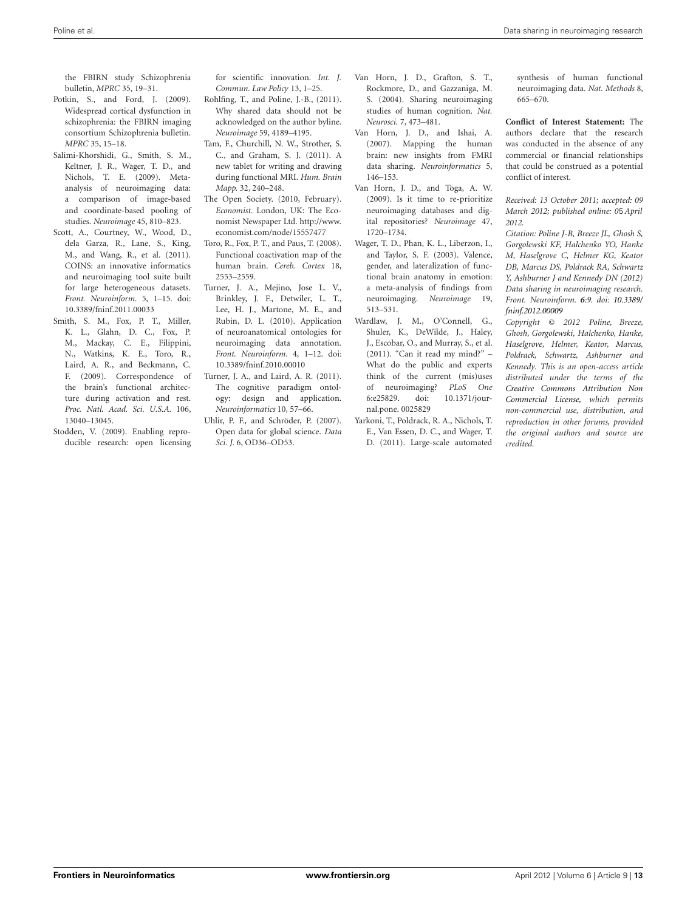the FBIRN study Schizophrenia bulletin, *MPRC* 35, 19–31.

Potkin, S., and Ford, J. (2009). Widespread cortical dysfunction in schizophrenia: the FBIRN imaging consortium Schizophrenia bulletin. *MPRC* 35, 15–18.

Salimi-Khorshidi, G., Smith, S. M., Keltner, J. R., Wager, T. D., and Nichols, T. E. (2009). Meta-analysis of neuroimaging data: a comparison of image-based and coordinate-based pooling of studies. *Neuroimage* 45, 810–823.

Scott, A., Courtney, W., Wood, D., dela Garza, R., Lane, S., King, M., and Wang, R., et al. (2011). COINS: an innovative informatics and neuroimaging tool suite built for large heterogeneous datasets. *Front. Neuroinform.* 5, 1–15. doi: 10.3389/fninf.2011.00033

Smith, S. M., Fox, P. T., Miller, K. L., Glahn, D. C., Fox, P. M., Mackay, C. E., Filippini, N., Watkins, K. E., Toro, R., Laird, A. R., and Beckmann, C. F. (2009). Correspondence of the brain's functional architecture during activation and rest. *Proc. Natl. Acad. Sci. U.S.A.* 106, 13040–13045.

Stodden, V. (2009). Enabling reproducible research: open licensing for scientific innovation. *Int. J. Commun. Law Policy* 13, 1–25.

Rohlfing, T., and Poline, J.-B., (2011). Why shared data should not be acknowledged on the author byline. *Neuroimage* 59, 4189–4195.

Tam, F., Churchill, N. W., Strother, S. C., and Graham, S. J. (2011). A new tablet for writing and drawing during functional MRI. *Hum. Brain Mapp.* 32, 240–248.

The Open Society. (2010, February). *Economist*. London, UK: The Economist Newspaper Ltd. http://www.economist.com/node/15557477

Toro, R., Fox, P. T., and Paus, T. (2008). Functional coactivation map of the human brain. *Cereb. Cortex* 18, 2553–2559.

Turner, J. A., Mejino, Jose L. V., Brinkley, J. F., Detwiler, L. T., Lee, H. J., Martone, M. E., and Rubin, D. L. (2010). Application of neuroanatomical ontologies for neuroimaging data annotation. *Front. Neuroinform.* 4, 1–12. doi: 10.3389/fninf.2010.00010

Turner, J. A., and Laird, A. R. (2011). The cognitive paradigm ontology: design and application. *Neuroinformatics* 10, 57–66.

Uhlir, P. F., and Schröder, P. (2007). Open data for global science. *Data Sci. J.* 6, OD36–OD53.

Van Horn, J. D., Grafton, S. T., Rockmore, D., and Gazzaniga, M. S. (2004). Sharing neuroimaging studies of human cognition. *Nat. Neurosci.* 7, 473–481.

Van Horn, J. D., and Ishai, A. (2007). Mapping the human brain: new insights from FMRI data sharing. *Neuroinformatics* 5, 146–153.

Van Horn, J. D., and Toga, A. W. (2009). Is it time to re-prioritize neuroimaging databases and digital repositories? *Neuroimage* 47, 1720–1734.

Wager, T. D., Phan, K. L., Liberzon, I., and Taylor, S. F. (2003). Valence, gender, and lateralization of functional brain anatomy in emotion: a meta-analysis of findings from neuroimaging. *Neuroimage* 19, 513–531.

Wardlaw, J. M., O'Connell, G., Shuler, K., DeWilde, J., Haley, J., Escobar, O., and Murray, S., et al. (2011). "Can it read my mind?" – What do the public and experts think of the current (mis)uses of neuroimaging? *PLoS One* 6:e25829. doi: 10.1371/journal.pone. 0025829

Yarkoni, T., Poldrack, R. A., Nichols, T. E., Van Essen, D. C., and Wager, T. D. (2011). Large-scale automated synthesis of human functional neuroimaging data. *Nat. Methods* 8, 665–670.

**Conflict of Interest Statement:** The authors declare that the research was conducted in the absence of any commercial or financial relationships that could be construed as a potential conflict of interest.

*Received: 13 October 2011; accepted: 09 March 2012; published online: 05 April 2012.*

*Citation: Poline J-B, Breeze JL, Ghosh S, Gorgolewski KF, Halchenko YO, Hanke M, Haselgrove C, Helmer KG, Keator DB, Marcus DS, Poldrack RA, Schwartz Y, Ashburner J and Kennedy DN (2012) Data sharing in neuroimaging research. Front. Neuroinform.* ***6****:9. doi: 10.3389/fninf.2012.00009*

*Copyright © 2012 Poline, Breeze, Ghosh, Gorgolewski, Halchenko, Hanke, Haselgrove, Helmer, Keator, Marcus, Poldrack, Schwartz, Ashburner and Kennedy. This is an open-access article distributed under the terms of the Creative Commons Attribution Non Commercial License, which permits non-commercial use, distribution, and reproduction in other forums, provided the original authors and source are credited.*